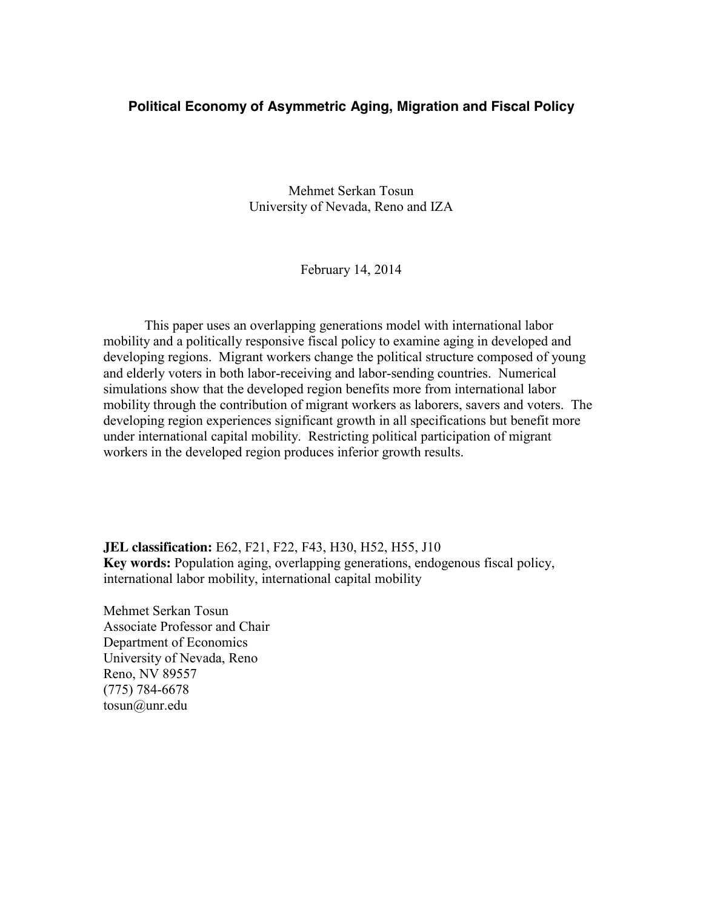# Political Economy of Asymmetric Aging, Migration and Fiscal Policy

Mehmet Serkan Tosun  
University of Nevada, Reno and IZA

February 14, 2014

This paper uses an overlapping generations model with international labor mobility and a politically responsive fiscal policy to examine aging in developed and developing regions. Migrant workers change the political structure composed of young and elderly voters in both labor-receiving and labor-sending countries. Numerical simulations show that the developed region benefits more from international labor mobility through the contribution of migrant workers as laborers, savers and voters. The developing region experiences significant growth in all specifications but benefit more under international capital mobility. Restricting political participation of migrant workers in the developed region produces inferior growth results.

**JEL classification:** E62, F21, F22, F43, H30, H52, H55, J10  
**Key words:** Population aging, overlapping generations, endogenous fiscal policy, international labor mobility, international capital mobility

Mehmet Serkan Tosun  
Associate Professor and Chair  
Department of Economics  
University of Nevada, Reno  
Reno, NV 89557  
(775) 784-6678  
tosun@unr.edu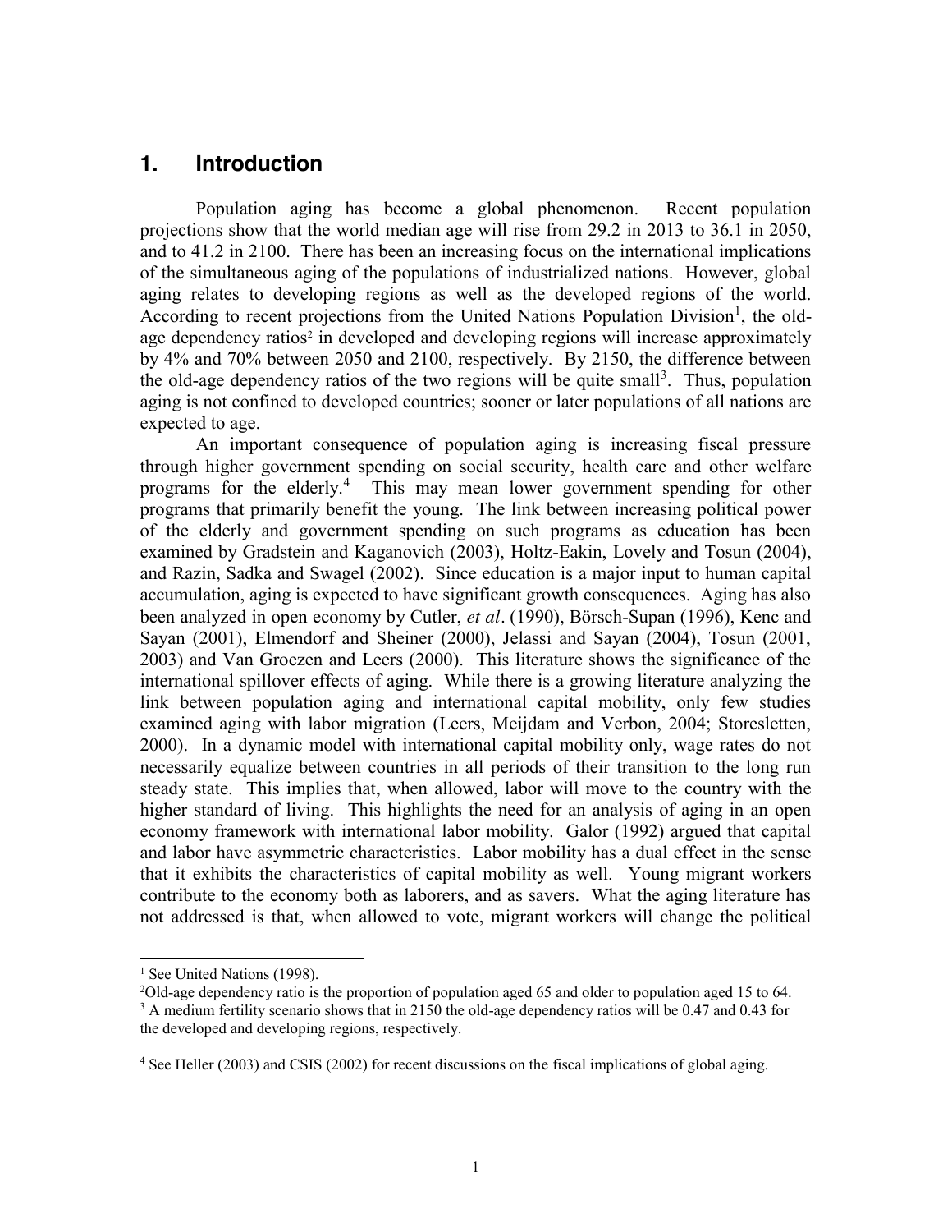## 1. Introduction

Population aging has become a global phenomenon. Recent population projections show that the world median age will rise from 29.2 in 2013 to 36.1 in 2050, and to 41.2 in 2100. There has been an increasing focus on the international implications of the simultaneous aging of the populations of industrialized nations. However, global aging relates to developing regions as well as the developed regions of the world. According to recent projections from the United Nations Population Division[1], the old-age dependency ratios[2] in developed and developing regions will increase approximately by 4% and 70% between 2050 and 2100, respectively. By 2150, the difference between the old-age dependency ratios of the two regions will be quite small[3]. Thus, population aging is not confined to developed countries; sooner or later populations of all nations are expected to age.

An important consequence of population aging is increasing fiscal pressure through higher government spending on social security, health care and other welfare programs for the elderly.[4] This may mean lower government spending for other programs that primarily benefit the young. The link between increasing political power of the elderly and government spending on such programs as education has been examined by Gradstein and Kaganovich (2003), Holtz-Eakin, Lovely and Tosun (2004), and Razin, Sadka and Swagel (2002). Since education is a major input to human capital accumulation, aging is expected to have significant growth consequences. Aging has also been analyzed in open economy by Cutler, *et al*. (1990), Börsch-Supan (1996), Kenc and Sayan (2001), Elmendorf and Sheiner (2000), Jelassi and Sayan (2004), Tosun (2001, 2003) and Van Groezen and Leers (2000). This literature shows the significance of the international spillover effects of aging. While there is a growing literature analyzing the link between population aging and international capital mobility, only few studies examined aging with labor migration (Leers, Meijdam and Verbon, 2004; Storesletten, 2000). In a dynamic model with international capital mobility only, wage rates do not necessarily equalize between countries in all periods of their transition to the long run steady state. This implies that, when allowed, labor will move to the country with the higher standard of living. This highlights the need for an analysis of aging in an open economy framework with international labor mobility. Galor (1992) argued that capital and labor have asymmetric characteristics. Labor mobility has a dual effect in the sense that it exhibits the characteristics of capital mobility as well. Young migrant workers contribute to the economy both as laborers, and as savers. What the aging literature has not addressed is that, when allowed to vote, migrant workers will change the political

---

[1] See United Nations (1998).

[2] Old-age dependency ratio is the proportion of population aged 65 and older to population aged 15 to 64.

[3] A medium fertility scenario shows that in 2150 the old-age dependency ratios will be 0.47 and 0.43 for the developed and developing regions, respectively.

[4] See Heller (2003) and CSIS (2002) for recent discussions on the fiscal implications of global aging.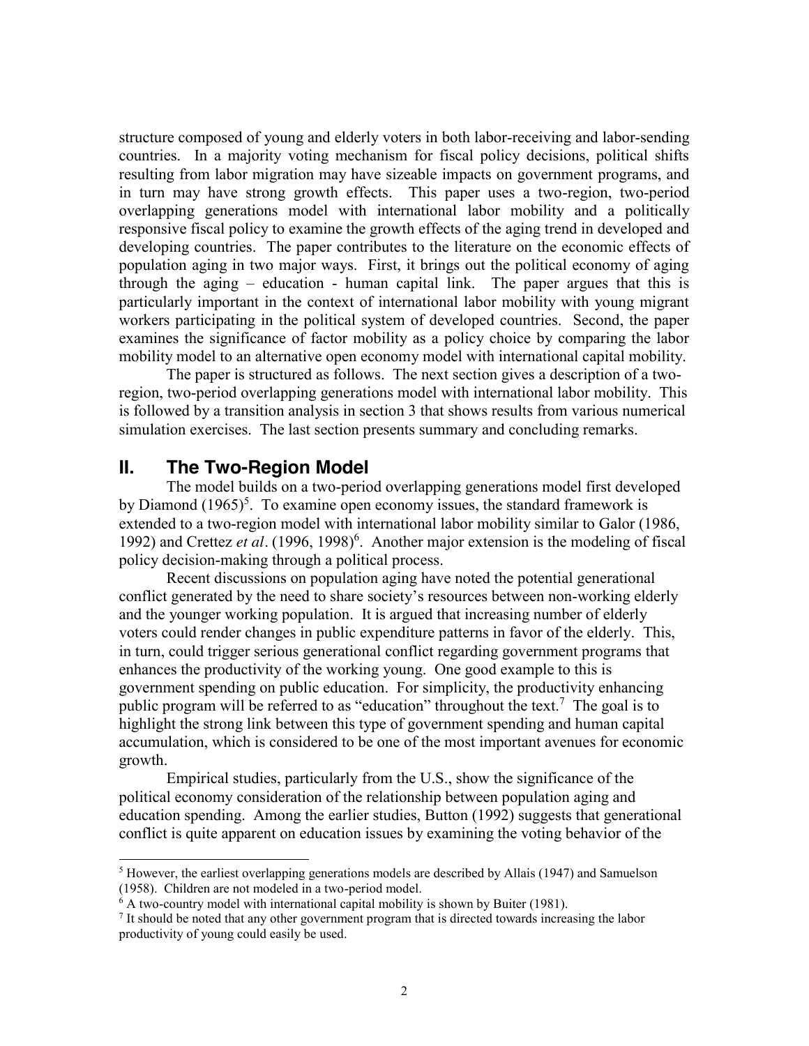structure composed of young and elderly voters in both labor-receiving and labor-sending countries. In a majority voting mechanism for fiscal policy decisions, political shifts resulting from labor migration may have sizeable impacts on government programs, and in turn may have strong growth effects. This paper uses a two-region, two-period overlapping generations model with international labor mobility and a politically responsive fiscal policy to examine the growth effects of the aging trend in developed and developing countries. The paper contributes to the literature on the economic effects of population aging in two major ways. First, it brings out the political economy of aging through the aging – education - human capital link. The paper argues that this is particularly important in the context of international labor mobility with young migrant workers participating in the political system of developed countries. Second, the paper examines the significance of factor mobility as a policy choice by comparing the labor mobility model to an alternative open economy model with international capital mobility.

The paper is structured as follows. The next section gives a description of a two-region, two-period overlapping generations model with international labor mobility. This is followed by a transition analysis in section 3 that shows results from various numerical simulation exercises. The last section presents summary and concluding remarks.

## II. The Two-Region Model

The model builds on a two-period overlapping generations model first developed by Diamond (1965)[5]. To examine open economy issues, the standard framework is extended to a two-region model with international labor mobility similar to Galor (1986, 1992) and Crettez *et al*. (1996, 1998)[6]. Another major extension is the modeling of fiscal policy decision-making through a political process.

Recent discussions on population aging have noted the potential generational conflict generated by the need to share society's resources between non-working elderly and the younger working population. It is argued that increasing number of elderly voters could render changes in public expenditure patterns in favor of the elderly. This, in turn, could trigger serious generational conflict regarding government programs that enhances the productivity of the working young. One good example to this is government spending on public education. For simplicity, the productivity enhancing public program will be referred to as "education" throughout the text.[7] The goal is to highlight the strong link between this type of government spending and human capital accumulation, which is considered to be one of the most important avenues for economic growth.

Empirical studies, particularly from the U.S., show the significance of the political economy consideration of the relationship between population aging and education spending. Among the earlier studies, Button (1992) suggests that generational conflict is quite apparent on education issues by examining the voting behavior of the

---

[5] However, the earliest overlapping generations models are described by Allais (1947) and Samuelson (1958). Children are not modeled in a two-period model.

[6] A two-country model with international capital mobility is shown by Buiter (1981).

[7] It should be noted that any other government program that is directed towards increasing the labor productivity of young could easily be used.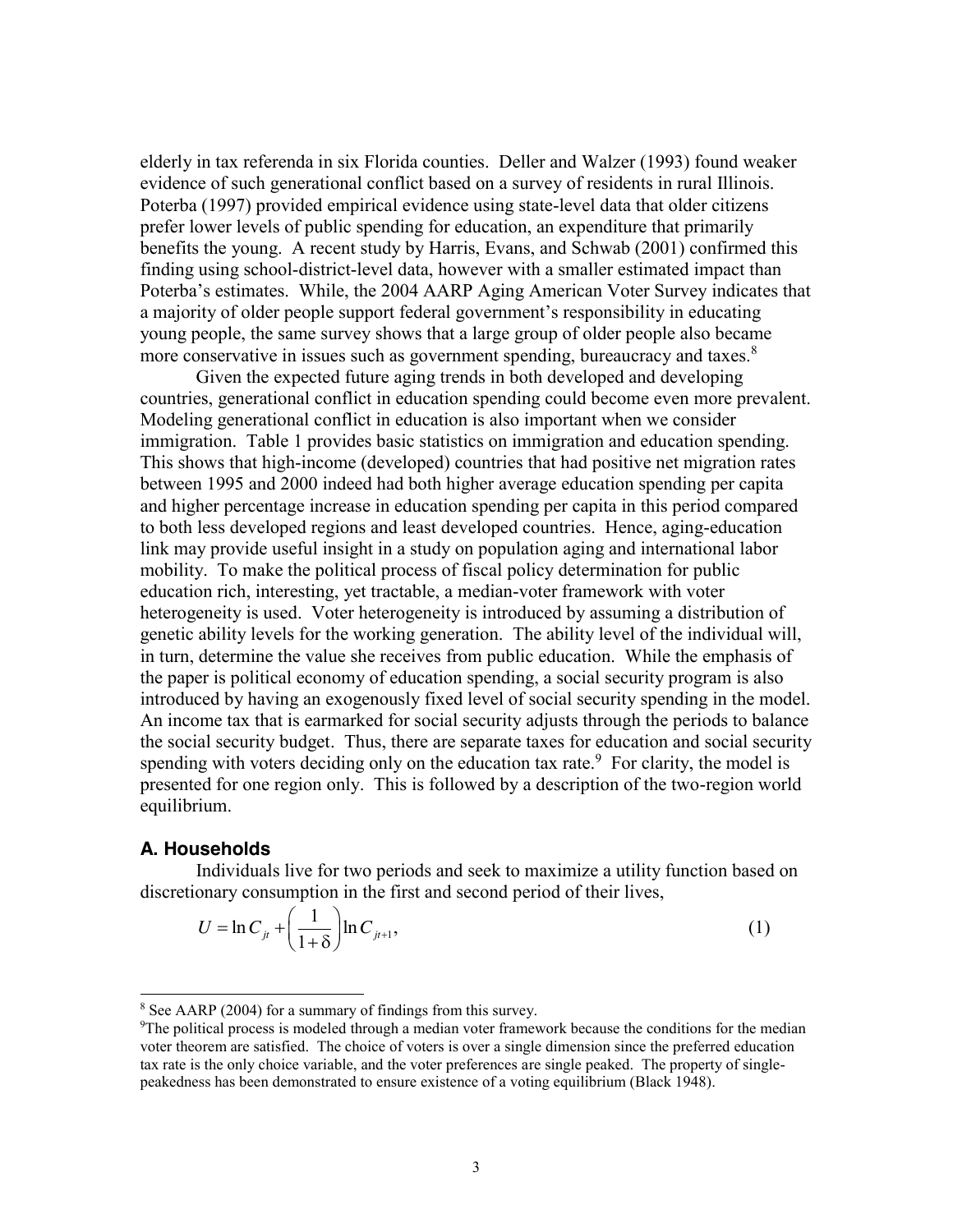elderly in tax referenda in six Florida counties. Deller and Walzer (1993) found weaker evidence of such generational conflict based on a survey of residents in rural Illinois. Poterba (1997) provided empirical evidence using state-level data that older citizens prefer lower levels of public spending for education, an expenditure that primarily benefits the young. A recent study by Harris, Evans, and Schwab (2001) confirmed this finding using school-district-level data, however with a smaller estimated impact than Poterba's estimates. While, the 2004 AARP Aging American Voter Survey indicates that a majority of older people support federal government's responsibility in educating young people, the same survey shows that a large group of older people also became more conservative in issues such as government spending, bureaucracy and taxes.[8]

Given the expected future aging trends in both developed and developing countries, generational conflict in education spending could become even more prevalent. Modeling generational conflict in education is also important when we consider immigration. Table 1 provides basic statistics on immigration and education spending. This shows that high-income (developed) countries that had positive net migration rates between 1995 and 2000 indeed had both higher average education spending per capita and higher percentage increase in education spending per capita in this period compared to both less developed regions and least developed countries. Hence, aging-education link may provide useful insight in a study on population aging and international labor mobility. To make the political process of fiscal policy determination for public education rich, interesting, yet tractable, a median-voter framework with voter heterogeneity is used. Voter heterogeneity is introduced by assuming a distribution of genetic ability levels for the working generation. The ability level of the individual will, in turn, determine the value she receives from public education. While the emphasis of the paper is political economy of education spending, a social security program is also introduced by having an exogenously fixed level of social security spending in the model. An income tax that is earmarked for social security adjusts through the periods to balance the social security budget. Thus, there are separate taxes for education and social security spending with voters deciding only on the education tax rate.[9] For clarity, the model is presented for one region only. This is followed by a description of the two-region world equilibrium.

### A. Households

Individuals live for two periods and seek to maximize a utility function based on discretionary consumption in the first and second period of their lives,

$$U = \ln C_{jt} + \left(\frac{1}{1+\delta}\right)\ln C_{jt+1}, \tag{1}$$

---

[8] See AARP (2004) for a summary of findings from this survey.

[9] The political process is modeled through a median voter framework because the conditions for the median voter theorem are satisfied. The choice of voters is over a single dimension since the preferred education tax rate is the only choice variable, and the voter preferences are single peaked. The property of single-peakedness has been demonstrated to ensure existence of a voting equilibrium (Black 1948).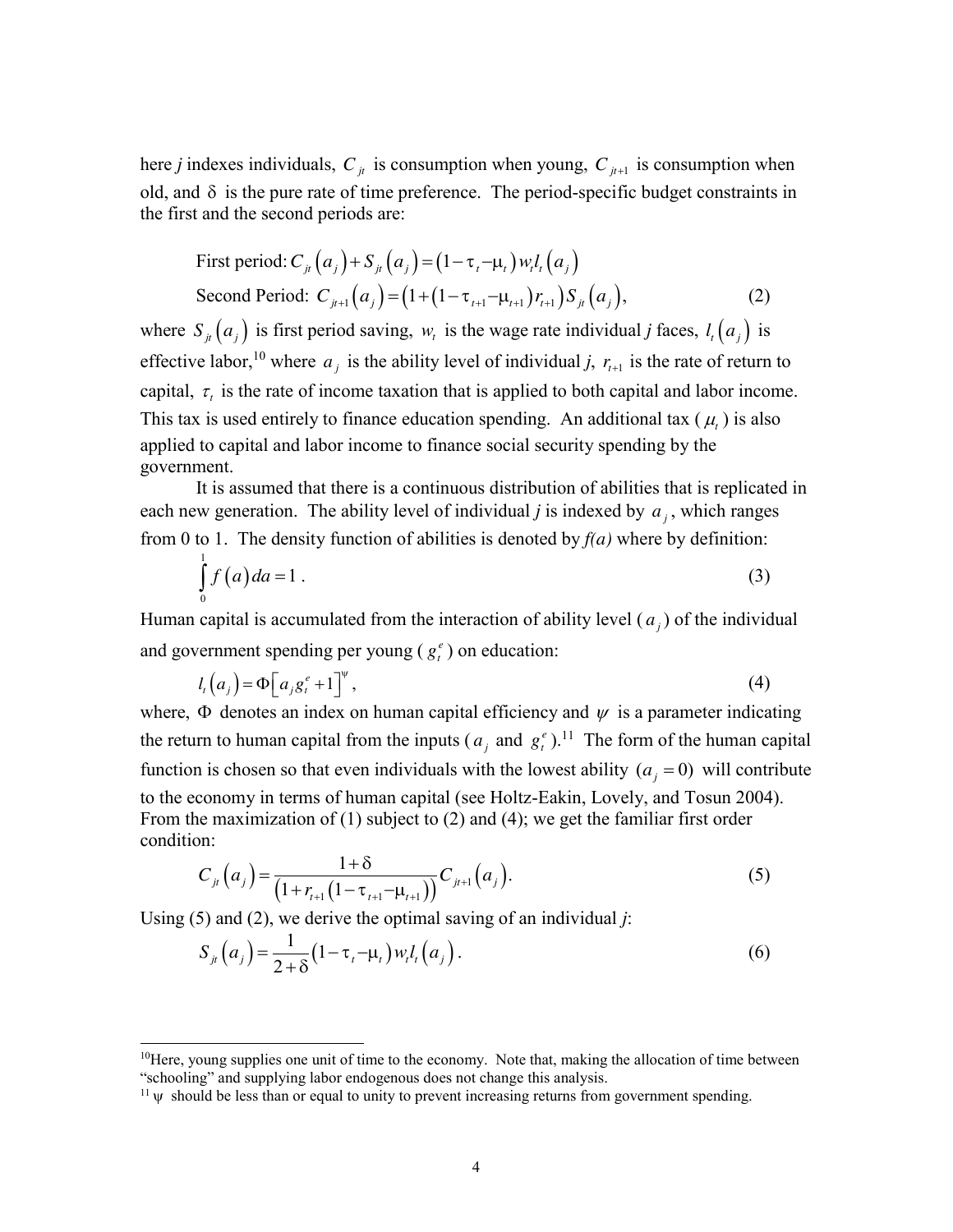here *j* indexes individuals, $C_{jt}$ is consumption when young, $C_{jt+1}$ is consumption when old, and $\delta$ is the pure rate of time preference. The period-specific budget constraints in the first and the second periods are:

$$\text{First period: } C_{jt}(a_j) + S_{jt}(a_j) = (1 - \tau_t - \mu_t) w_t l_t(a_j)$$
$$\text{Second Period: } C_{jt+1}(a_j) = (1 + (1 - \tau_{t+1} - \mu_{t+1}) r_{t+1}) S_{jt}(a_j), \tag{2}$$

where $S_{jt}(a_j)$ is first period saving, $w_t$ is the wage rate individual *j* faces, $l_t(a_j)$ is effective labor,[10] where $a_j$ is the ability level of individual *j*, $r_{t+1}$ is the rate of return to capital, $\tau_t$ is the rate of income taxation that is applied to both capital and labor income. This tax is used entirely to finance education spending. An additional tax ($\mu_t$) is also applied to capital and labor income to finance social security spending by the government.

It is assumed that there is a continuous distribution of abilities that is replicated in each new generation. The ability level of individual *j* is indexed by $a_j$, which ranges from 0 to 1. The density function of abilities is denoted by *f(a)* where by definition:

$$\int_0^1 f(a)\,da = 1 \,. \tag{3}$$

Human capital is accumulated from the interaction of ability level ($a_j$) of the individual and government spending per young ($g_t^e$) on education:

$$l_t(a_j) = \Phi\left[a_j g_t^e + 1\right]^{\psi}, \tag{4}$$

where, $\Phi$ denotes an index on human capital efficiency and $\psi$ is a parameter indicating the return to human capital from the inputs ($a_j$ and $g_t^e$).[11] The form of the human capital function is chosen so that even individuals with the lowest ability ($a_j = 0$) will contribute to the economy in terms of human capital (see Holtz-Eakin, Lovely, and Tosun 2004). From the maximization of (1) subject to (2) and (4); we get the familiar first order condition:

$$C_{jt}(a_j) = \frac{1+\delta}{\left(1 + r_{t+1}(1 - \tau_{t+1} - \mu_{t+1})\right)} C_{jt+1}(a_j). \tag{5}$$

Using (5) and (2), we derive the optimal saving of an individual *j*:

$$S_{jt}(a_j) = \frac{1}{2+\delta}(1 - \tau_t - \mu_t) w_t l_t(a_j). \tag{6}$$

---

[10] Here, young supplies one unit of time to the economy. Note that, making the allocation of time between "schooling" and supplying labor endogenous does not change this analysis.

[11] $\psi$ should be less than or equal to unity to prevent increasing returns from government spending.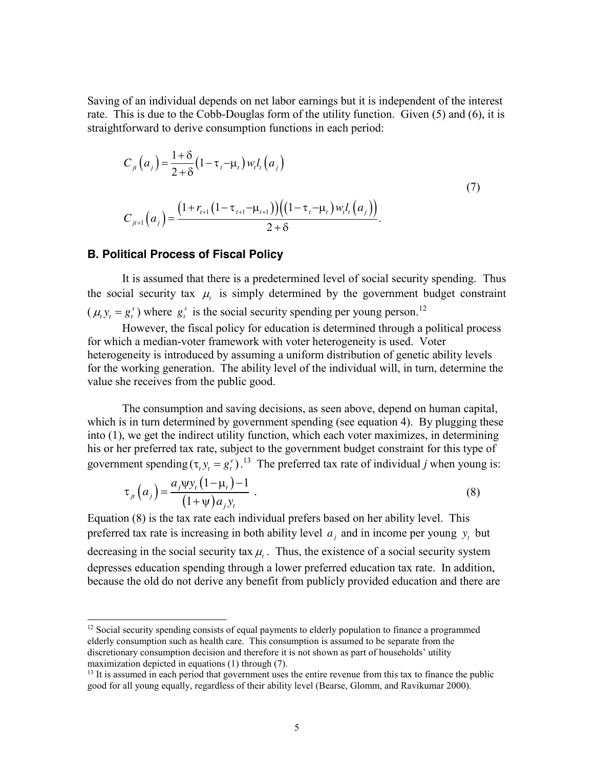Saving of an individual depends on net labor earnings but it is independent of the interest rate. This is due to the Cobb-Douglas form of the utility function. Given (5) and (6), it is straightforward to derive consumption functions in each period:

$$
C_{jt}\left(a_j\right) = \frac{1+\delta}{2+\delta}\left(1-\tau_t-\mu_t\right) w_t l_t\left(a_j\right)
$$

$$
C_{jt+1}\left(a_j\right) = \frac{\left(1+r_{t+1}\left(1-\tau_{t+1}-\mu_{t+1}\right)\right)\left(\left(1-\tau_t-\mu_t\right) w_t l_t\left(a_j\right)\right)}{2+\delta}. \tag{7}
$$

### B. Political Process of Fiscal Policy

It is assumed that there is a predetermined level of social security spending. Thus the social security tax $\mu_t$ is simply determined by the government budget constraint ($\mu_t y_t = g_t^s$) where $g_t^s$ is the social security spending per young person.[12]

However, the fiscal policy for education is determined through a political process for which a median-voter framework with voter heterogeneity is used. Voter heterogeneity is introduced by assuming a uniform distribution of genetic ability levels for the working generation. The ability level of the individual will, in turn, determine the value she receives from the public good.

The consumption and saving decisions, as seen above, depend on human capital, which is in turn determined by government spending (see equation 4). By plugging these into (1), we get the indirect utility function, which each voter maximizes, in determining his or her preferred tax rate, subject to the government budget constraint for this type of government spending ($\tau_t y_t = g_t^e$).[13] The preferred tax rate of individual *j* when young is:

$$
\tau_{jt}\left(a_j\right) = \frac{a_j \psi y_t \left(1-\mu_t\right) - 1}{\left(1+\psi\right) a_j y_t} . \tag{8}
$$

Equation (8) is the tax rate each individual prefers based on her ability level. This preferred tax rate is increasing in both ability level $a_j$ and in income per young $y_t$ but decreasing in the social security tax $\mu_t$. Thus, the existence of a social security system depresses education spending through a lower preferred education tax rate. In addition, because the old do not derive any benefit from publicly provided education and there are

---

[12] Social security spending consists of equal payments to elderly population to finance a programmed elderly consumption such as health care. This consumption is assumed to be separate from the discretionary consumption decision and therefore it is not shown as part of households' utility maximization depicted in equations (1) through (7).

[13] It is assumed in each period that government uses the entire revenue from this tax to finance the public good for all young equally, regardless of their ability level (Bearse, Glomm, and Ravikumar 2000).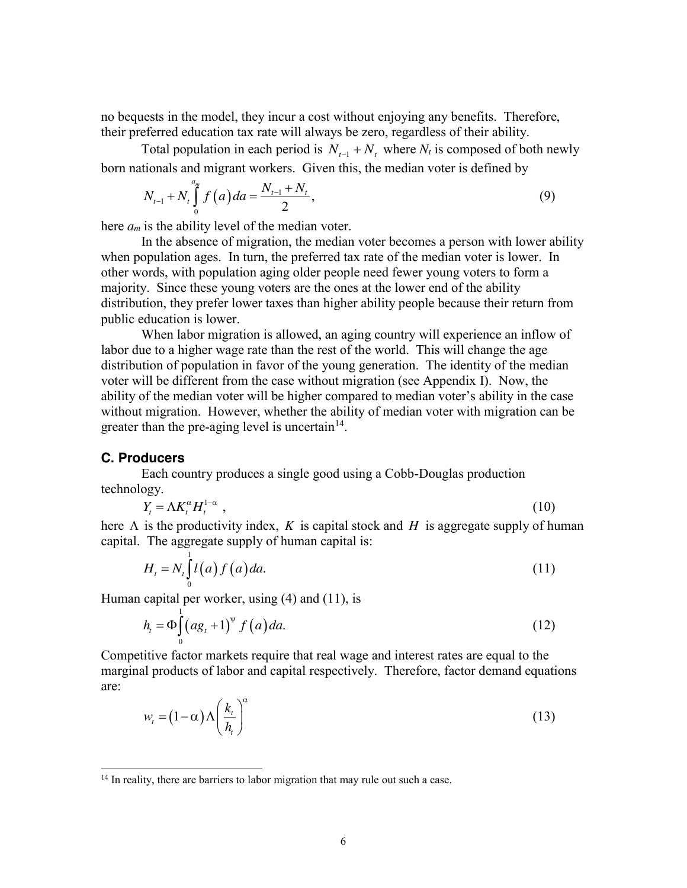no bequests in the model, they incur a cost without enjoying any benefits. Therefore, their preferred education tax rate will always be zero, regardless of their ability.

Total population in each period is $N_{t-1} + N_t$ where $N_t$ is composed of both newly born nationals and migrant workers. Given this, the median voter is defined by

$$N_{t-1} + N_t \int_0^{a_m} f(a)\,da = \frac{N_{t-1} + N_t}{2}, \tag{9}$$

here $a_m$ is the ability level of the median voter.

In the absence of migration, the median voter becomes a person with lower ability when population ages. In turn, the preferred tax rate of the median voter is lower. In other words, with population aging older people need fewer young voters to form a majority. Since these young voters are the ones at the lower end of the ability distribution, they prefer lower taxes than higher ability people because their return from public education is lower.

When labor migration is allowed, an aging country will experience an inflow of labor due to a higher wage rate than the rest of the world. This will change the age distribution of population in favor of the young generation. The identity of the median voter will be different from the case without migration (see Appendix I). Now, the ability of the median voter will be higher compared to median voter's ability in the case without migration. However, whether the ability of median voter with migration can be greater than the pre-aging level is uncertain[14].

### C. Producers

Each country produces a single good using a Cobb-Douglas production technology.

$$Y_t = \Lambda K_t^{\alpha} H_t^{1-\alpha}, \tag{10}$$

here $\Lambda$ is the productivity index, $K$ is capital stock and $H$ is aggregate supply of human capital. The aggregate supply of human capital is:

$$H_t = N_t \int_0^1 l(a) f(a)\,da. \tag{11}$$

Human capital per worker, using (4) and (11), is

$$h_t = \Phi \int_0^1 (a g_t + 1)^{\psi} f(a)\,da. \tag{12}$$

Competitive factor markets require that real wage and interest rates are equal to the marginal products of labor and capital respectively. Therefore, factor demand equations are:

$$w_t = (1-\alpha)\Lambda \left(\frac{k_t}{h_t}\right)^{\alpha} \tag{13}$$

---

[14] In reality, there are barriers to labor migration that may rule out such a case.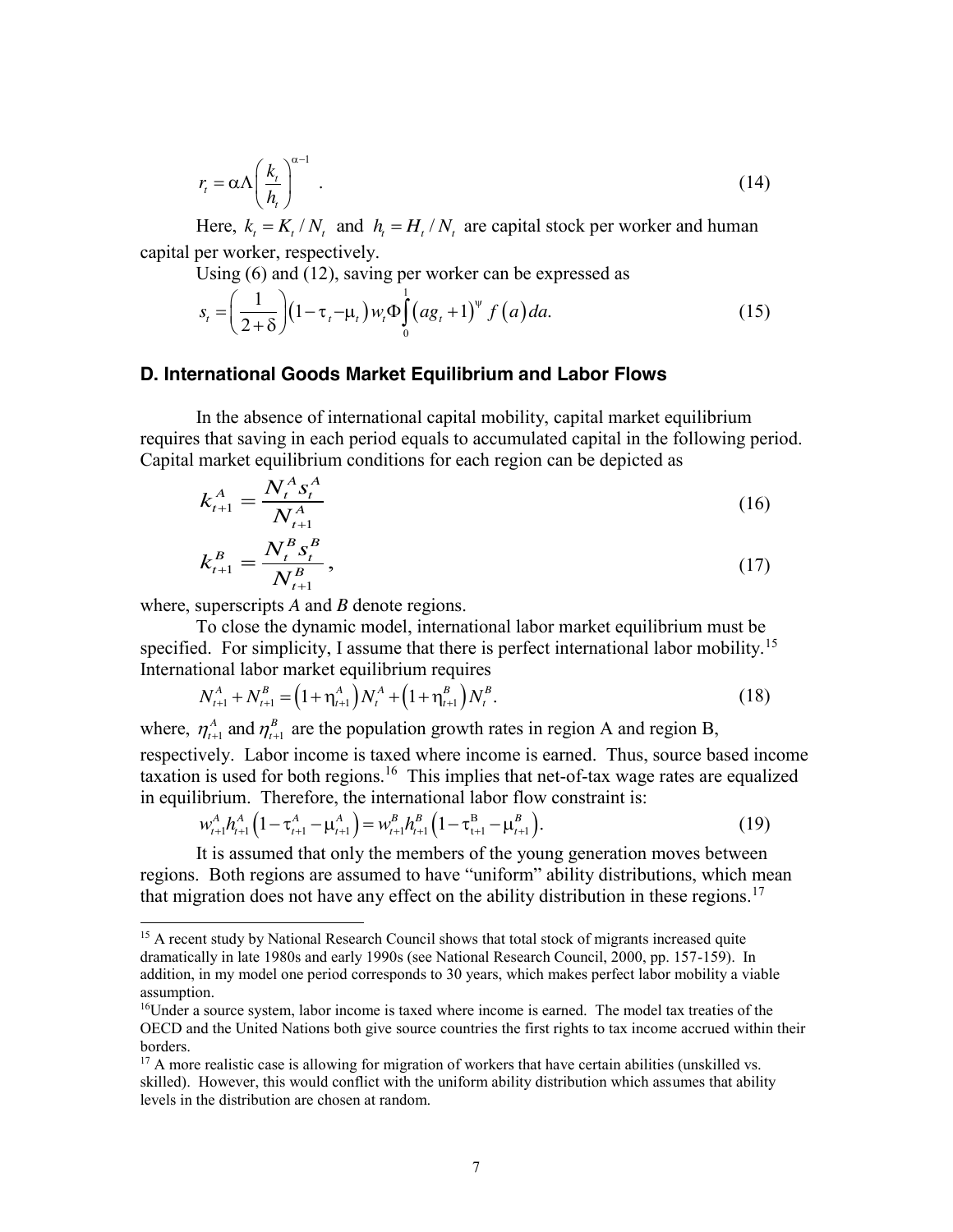$$r_t = \alpha \Lambda \left( \frac{k_t}{h_t} \right)^{\alpha - 1} . \tag{14}$$

Here, $k_t = K_t / N_t$ and $h_t = H_t / N_t$ are capital stock per worker and human capital per worker, respectively.

Using (6) and (12), saving per worker can be expressed as

$$s_t = \left( \frac{1}{2+\delta} \right) \left( 1 - \tau_t - \mu_t \right) w_t \Phi \int_0^1 \left( a g_t + 1 \right)^{\psi} f\left(a\right) da. \tag{15}$$

### D. International Goods Market Equilibrium and Labor Flows

In the absence of international capital mobility, capital market equilibrium requires that saving in each period equals to accumulated capital in the following period. Capital market equilibrium conditions for each region can be depicted as

$$k_{t+1}^A = \frac{N_t^A s_t^A}{N_{t+1}^A} \tag{16}$$

$$k_{t+1}^B = \frac{N_t^B s_t^B}{N_{t+1}^B}, \tag{17}$$

where, superscripts *A* and *B* denote regions.

To close the dynamic model, international labor market equilibrium must be specified. For simplicity, I assume that there is perfect international labor mobility.[15] International labor market equilibrium requires

$$N_{t+1}^A + N_{t+1}^B = \left(1 + \eta_{t+1}^A\right) N_t^A + \left(1 + \eta_{t+1}^B\right) N_t^B. \tag{18}$$

where, $\eta_{t+1}^A$ and $\eta_{t+1}^B$ are the population growth rates in region A and region B, respectively. Labor income is taxed where income is earned. Thus, source based income taxation is used for both regions.[16] This implies that net-of-tax wage rates are equalized in equilibrium. Therefore, the international labor flow constraint is:

$$w_{t+1}^A h_{t+1}^A \left(1 - \tau_{t+1}^A - \mu_{t+1}^A\right) = w_{t+1}^B h_{t+1}^B \left(1 - \tau_{t+1}^B - \mu_{t+1}^B\right). \tag{19}$$

It is assumed that only the members of the young generation moves between regions. Both regions are assumed to have "uniform" ability distributions, which mean that migration does not have any effect on the ability distribution in these regions.[17]

---

[15] A recent study by National Research Council shows that total stock of migrants increased quite dramatically in late 1980s and early 1990s (see National Research Council, 2000, pp. 157-159). In addition, in my model one period corresponds to 30 years, which makes perfect labor mobility a viable assumption.

[16] Under a source system, labor income is taxed where income is earned. The model tax treaties of the OECD and the United Nations both give source countries the first rights to tax income accrued within their borders.

[17] A more realistic case is allowing for migration of workers that have certain abilities (unskilled vs. skilled). However, this would conflict with the uniform ability distribution which assumes that ability levels in the distribution are chosen at random.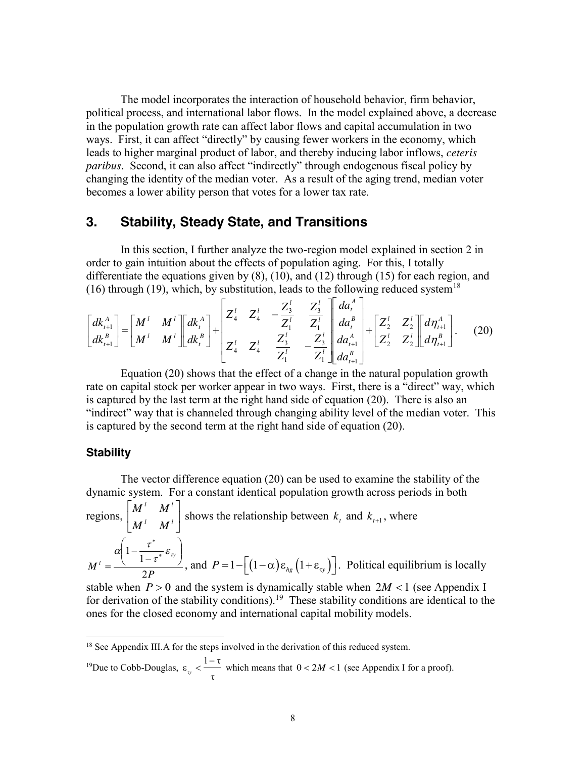The model incorporates the interaction of household behavior, firm behavior, political process, and international labor flows. In the model explained above, a decrease in the population growth rate can affect labor flows and capital accumulation in two ways. First, it can affect "directly" by causing fewer workers in the economy, which leads to higher marginal product of labor, and thereby inducing labor inflows, *ceteris paribus*. Second, it can also affect "indirectly" through endogenous fiscal policy by changing the identity of the median voter. As a result of the aging trend, median voter becomes a lower ability person that votes for a lower tax rate.

## 3. Stability, Steady State, and Transitions

In this section, I further analyze the two-region model explained in section 2 in order to gain intuition about the effects of population aging. For this, I totally differentiate the equations given by (8), (10), and (12) through (15) for each region, and (16) through (19), which, by substitution, leads to the following reduced system[18]

$$\begin{bmatrix} dk_{t+1}^A \\ dk_{t+1}^B \end{bmatrix} = \begin{bmatrix} M^l & M^l \\ M^l & M^l \end{bmatrix} \begin{bmatrix} dk_t^A \\ dk_t^B \end{bmatrix} + \begin{bmatrix} Z_4^l & Z_4^l & -\dfrac{Z_3^l}{Z_1^l} & \dfrac{Z_3^l}{Z_1^l} \\ Z_4^l & Z_4^l & \dfrac{Z_3^l}{Z_1^l} & -\dfrac{Z_3^l}{Z_1^l} \end{bmatrix} \begin{bmatrix} da_t^A \\ da_t^B \\ da_{t+1}^A \\ da_{t+1}^B \end{bmatrix} + \begin{bmatrix} Z_2^l & Z_2^l \\ Z_2^l & Z_2^l \end{bmatrix} \begin{bmatrix} d\eta_{t+1}^A \\ d\eta_{t+1}^B \end{bmatrix}. \quad (20)$$

Equation (20) shows that the effect of a change in the natural population growth rate on capital stock per worker appear in two ways. First, there is a "direct" way, which is captured by the last term at the right hand side of equation (20). There is also an "indirect" way that is channeled through changing ability level of the median voter. This is captured by the second term at the right hand side of equation (20).

### Stability

The vector difference equation (20) can be used to examine the stability of the dynamic system. For a constant identical population growth across periods in both regions, $\begin{bmatrix} M^l & M^l \\ M^l & M^l \end{bmatrix}$ shows the relationship between $k_t$ and $k_{t+1}$, where $M^l = \dfrac{\alpha\left(1 - \dfrac{\tau^*}{1-\tau^*}\varepsilon_{\tau y}\right)}{2P}$, and $P = 1 - \left[(1-\alpha)\varepsilon_{hg}\left(1+\varepsilon_{\tau y}\right)\right]$. Political equilibrium is locally stable when $P > 0$ and the system is dynamically stable when $2M < 1$ (see Appendix I for derivation of the stability conditions).[19] These stability conditions are identical to the ones for the closed economy and international capital mobility models.

---

[18] See Appendix III.A for the steps involved in the derivation of this reduced system.

[19] Due to Cobb-Douglas, $\varepsilon_{\tau y} < \dfrac{1-\tau}{\tau}$ which means that $0 < 2M < 1$ (see Appendix I for a proof).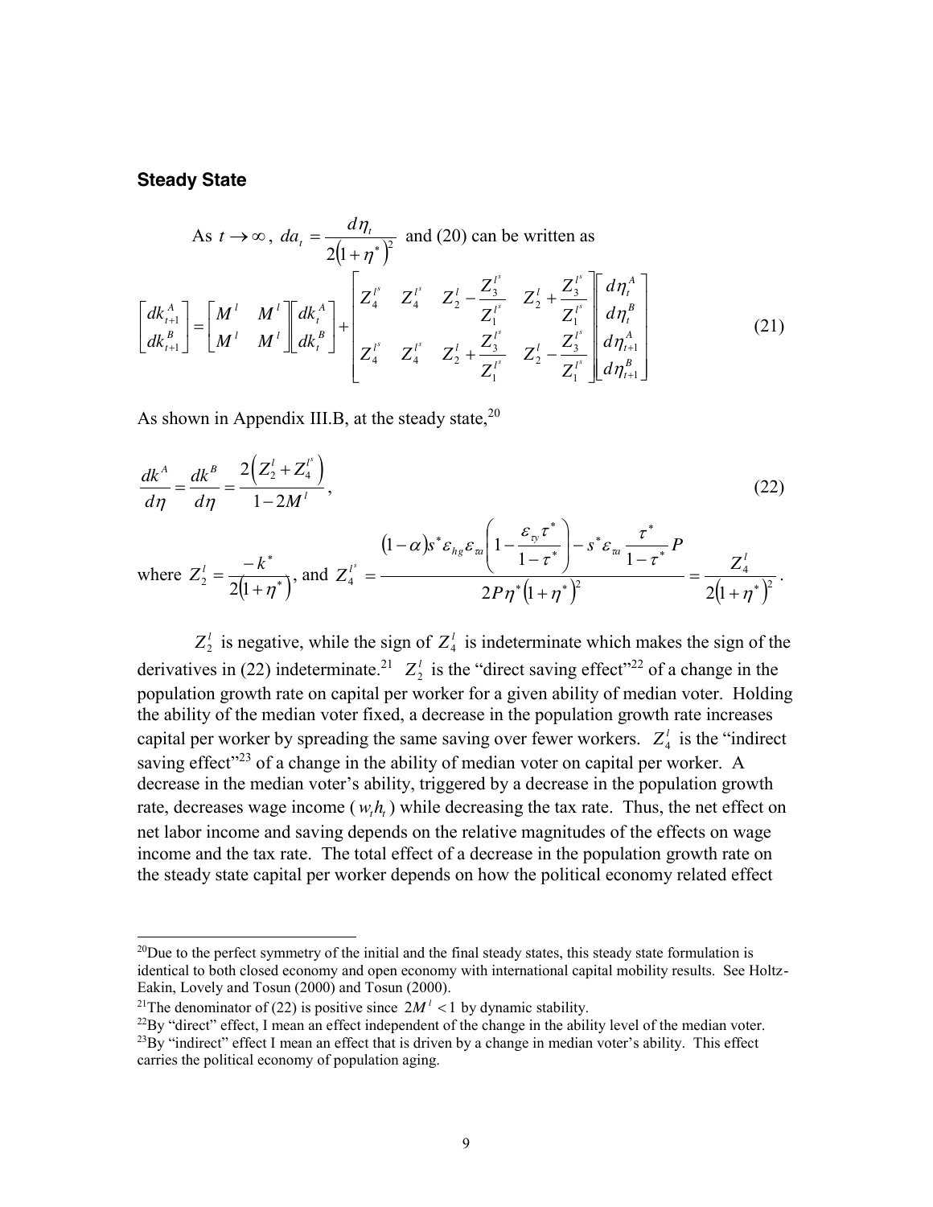### Steady State

As $t \to \infty$, $da_t = \dfrac{d\eta_t}{2\left(1+\eta^*\right)^2}$ and (20) can be written as

$$
\begin{bmatrix} dk_{t+1}^A \\ dk_{t+1}^B \end{bmatrix} = \begin{bmatrix} M^l & M^l \\ M^l & M^l \end{bmatrix} \begin{bmatrix} dk_t^A \\ dk_t^B \end{bmatrix} + \begin{bmatrix} Z_4^{l^s} & Z_4^{l^s} & Z_2^l - \dfrac{Z_3^{l^s}}{Z_1^{l^s}} & Z_2^l + \dfrac{Z_3^{l^s}}{Z_1^{l^s}} \\ Z_4^{l^s} & Z_4^{l^s} & Z_2^l + \dfrac{Z_3^{l^s}}{Z_1^{l^s}} & Z_2^l - \dfrac{Z_3^{l^s}}{Z_1^{l^s}} \end{bmatrix} \begin{bmatrix} d\eta_t^A \\ d\eta_t^B \\ d\eta_{t+1}^A \\ d\eta_{t+1}^B \end{bmatrix} \tag{21}
$$

As shown in Appendix III.B, at the steady state,[20]

$$
\frac{dk^A}{d\eta} = \frac{dk^B}{d\eta} = \frac{2\left(Z_2^l + Z_4^{l^s}\right)}{1 - 2M^l}, \tag{22}
$$

where $Z_2^l = \dfrac{-k^*}{2\left(1+\eta^*\right)}$, and $Z_4^{l^s} = \dfrac{(1-\alpha)s^*\varepsilon_{hg}\varepsilon_{\tau a}\left(1 - \dfrac{\varepsilon_{\tau y}\tau^*}{1-\tau^*}\right) - s^*\varepsilon_{\tau a}\dfrac{\tau^*}{1-\tau^*}P}{2P\eta^*\left(1+\eta^*\right)^2} = \dfrac{Z_4^l}{2\left(1+\eta^*\right)^2}$.

$Z_2^l$ is negative, while the sign of $Z_4^l$ is indeterminate which makes the sign of the derivatives in (22) indeterminate.[21] $Z_2^l$ is the "direct saving effect"[22] of a change in the population growth rate on capital per worker for a given ability of median voter. Holding the ability of the median voter fixed, a decrease in the population growth rate increases capital per worker by spreading the same saving over fewer workers. $Z_4^l$ is the "indirect saving effect"[23] of a change in the ability of median voter on capital per worker. A decrease in the median voter's ability, triggered by a decrease in the population growth rate, decreases wage income ($w_t h_t$) while decreasing the tax rate. Thus, the net effect on net labor income and saving depends on the relative magnitudes of the effects on wage income and the tax rate. The total effect of a decrease in the population growth rate on the steady state capital per worker depends on how the political economy related effect

---

[20] Due to the perfect symmetry of the initial and the final steady states, this steady state formulation is identical to both closed economy and open economy with international capital mobility results. See Holtz-Eakin, Lovely and Tosun (2000) and Tosun (2000).

[21] The denominator of (22) is positive since $2M^l < 1$ by dynamic stability.

[22] By "direct" effect, I mean an effect independent of the change in the ability level of the median voter.

[23] By "indirect" effect I mean an effect that is driven by a change in median voter's ability. This effect carries the political economy of population aging.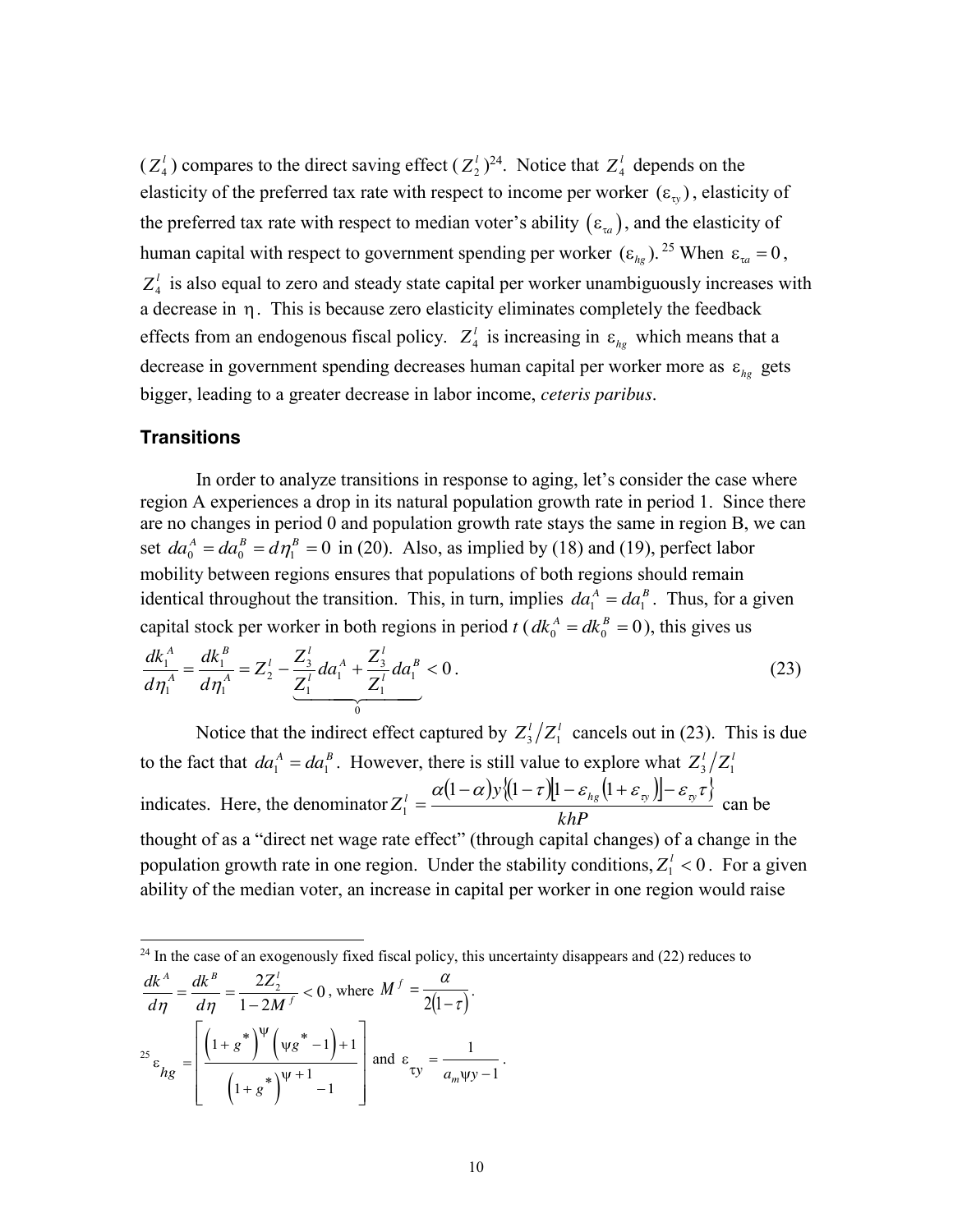($Z_4^l$) compares to the direct saving effect ($Z_2^l$)[24]. Notice that $Z_4^l$ depends on the elasticity of the preferred tax rate with respect to income per worker $(\varepsilon_{\tau y})$, elasticity of the preferred tax rate with respect to median voter's ability $(\varepsilon_{\tau a})$, and the elasticity of human capital with respect to government spending per worker $(\varepsilon_{hg})$.[25] When $\varepsilon_{\tau a} = 0$, $Z_4^l$ is also equal to zero and steady state capital per worker unambiguously increases with a decrease in $\eta$. This is because zero elasticity eliminates completely the feedback effects from an endogenous fiscal policy. $Z_4^l$ is increasing in $\varepsilon_{hg}$ which means that a decrease in government spending decreases human capital per worker more as $\varepsilon_{hg}$ gets bigger, leading to a greater decrease in labor income, *ceteris paribus*.

### Transitions

In order to analyze transitions in response to aging, let's consider the case where region A experiences a drop in its natural population growth rate in period 1. Since there are no changes in period 0 and population growth rate stays the same in region B, we can set $da_0^A = da_0^B = d\eta_1^B = 0$ in (20). Also, as implied by (18) and (19), perfect labor mobility between regions ensures that populations of both regions should remain identical throughout the transition. This, in turn, implies $da_1^A = da_1^B$. Thus, for a given capital stock per worker in both regions in period $t$ ($dk_0^A = dk_0^B = 0$), this gives us

$$\frac{dk_1^A}{d\eta_1^A} = \frac{dk_1^B}{d\eta_1^A} = Z_2^l - \underbrace{\frac{Z_3^l}{Z_1^l}da_1^A + \frac{Z_3^l}{Z_1^l}da_1^B}_{0} < 0 . \tag{23}$$

Notice that the indirect effect captured by $Z_3^l / Z_1^l$ cancels out in (23). This is due to the fact that $da_1^A = da_1^B$. However, there is still value to explore what $Z_3^l / Z_1^l$ indicates. Here, the denominator $Z_1^l = \dfrac{\alpha(1-\alpha)y\{(1-\tau)[1-\varepsilon_{hg}(1+\varepsilon_{\tau y})] - \varepsilon_{\tau y}\tau\}}{khP}$ can be thought of as a "direct net wage rate effect" (through capital changes) of a change in the population growth rate in one region. Under the stability conditions, $Z_1^l < 0$. For a given ability of the median voter, an increase in capital per worker in one region would raise

---

[24] In the case of an exogenously fixed fiscal policy, this uncertainty disappears and (22) reduces to $\dfrac{dk^A}{d\eta} = \dfrac{dk^B}{d\eta} = \dfrac{2Z_2^l}{1-2M^f} < 0$, where $M^f = \dfrac{\alpha}{2(1-\tau)}$.

[25] $\varepsilon_{hg} = \left[ \dfrac{\left(1+g^*\right)^{\Psi}\left(\psi g^* - 1\right) + 1}{\left(1+g^*\right)^{\Psi+1} - 1} \right]$ and $\varepsilon_{\tau y} = \dfrac{1}{a_m \psi y - 1}$.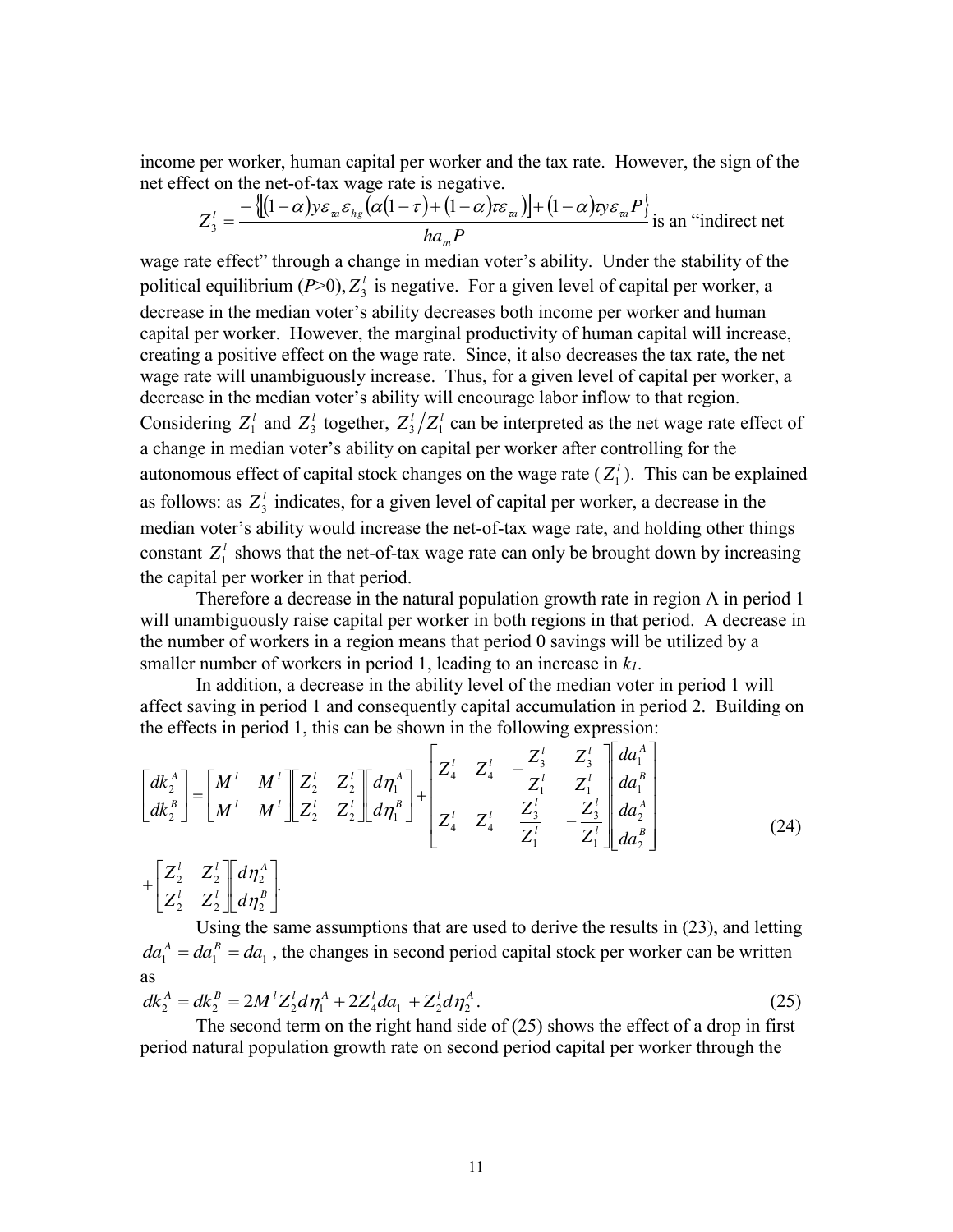income per worker, human capital per worker and the tax rate. However, the sign of the net effect on the net-of-tax wage rate is negative.

$Z_3^l = \dfrac{-\left\{\left[(1-\alpha)y\varepsilon_{\tau a}\varepsilon_{hg}\left(\alpha(1-\tau)+(1-\alpha)\tau\varepsilon_{\tau a}\right)\right]+(1-\alpha)\tau y\varepsilon_{\tau a}P\right\}}{ha_m P}$ is an "indirect net wage rate effect" through a change in median voter's ability. Under the stability of the political equilibrium ($P$>0), $Z_3^l$ is negative. For a given level of capital per worker, a decrease in the median voter's ability decreases both income per worker and human capital per worker. However, the marginal productivity of human capital will increase, creating a positive effect on the wage rate. Since, it also decreases the tax rate, the net wage rate will unambiguously increase. Thus, for a given level of capital per worker, a decrease in the median voter's ability will encourage labor inflow to that region. Considering $Z_1^l$ and $Z_3^l$ together, $Z_3^l/Z_1^l$ can be interpreted as the net wage rate effect of a change in median voter's ability on capital per worker after controlling for the autonomous effect of capital stock changes on the wage rate ($Z_1^l$). This can be explained as follows: as $Z_3^l$ indicates, for a given level of capital per worker, a decrease in the median voter's ability would increase the net-of-tax wage rate, and holding other things constant $Z_1^l$ shows that the net-of-tax wage rate can only be brought down by increasing the capital per worker in that period.

Therefore a decrease in the natural population growth rate in region A in period 1 will unambiguously raise capital per worker in both regions in that period. A decrease in the number of workers in a region means that period 0 savings will be utilized by a smaller number of workers in period 1, leading to an increase in $k_1$.

In addition, a decrease in the ability level of the median voter in period 1 will affect saving in period 1 and consequently capital accumulation in period 2. Building on the effects in period 1, this can be shown in the following expression:

$$\begin{bmatrix} dk_2^A \\ dk_2^B \end{bmatrix} = \begin{bmatrix} M^l & M^l \\ M^l & M^l \end{bmatrix}\begin{bmatrix} Z_2^l & Z_2^l \\ Z_2^l & Z_2^l \end{bmatrix}\begin{bmatrix} d\eta_1^A \\ d\eta_1^B \end{bmatrix} + \begin{bmatrix} Z_4^l & Z_4^l & -\dfrac{Z_3^l}{Z_1^l} & \dfrac{Z_3^l}{Z_1^l} \\ Z_4^l & Z_4^l & \dfrac{Z_3^l}{Z_1^l} & -\dfrac{Z_3^l}{Z_1^l} \end{bmatrix}\begin{bmatrix} da_1^A \\ da_1^B \\ da_2^A \\ da_2^B \end{bmatrix} + \begin{bmatrix} Z_2^l & Z_2^l \\ Z_2^l & Z_2^l \end{bmatrix}\begin{bmatrix} d\eta_2^A \\ d\eta_2^B \end{bmatrix}. \tag{24}$$

Using the same assumptions that are used to derive the results in (23), and letting $da_1^A = da_1^B = da_1$, the changes in second period capital stock per worker can be written as

$$dk_2^A = dk_2^B = 2M^l Z_2^l d\eta_1^A + 2Z_4^l da_1 + Z_2^l d\eta_2^A. \tag{25}$$

The second term on the right hand side of (25) shows the effect of a drop in first period natural population growth rate on second period capital per worker through the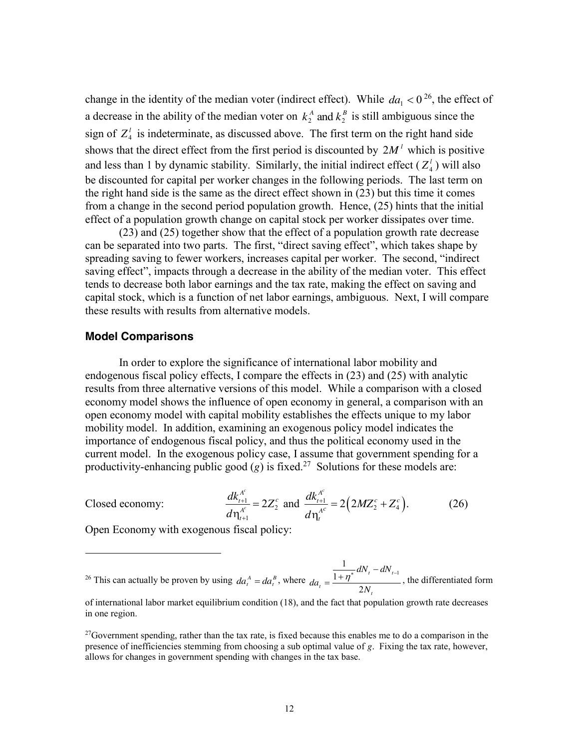change in the identity of the median voter (indirect effect). While $da_1 < 0$ [26], the effect of a decrease in the ability of the median voter on $k_2^A$ and $k_2^B$ is still ambiguous since the sign of $Z_4^I$ is indeterminate, as discussed above. The first term on the right hand side shows that the direct effect from the first period is discounted by $2M^I$ which is positive and less than 1 by dynamic stability. Similarly, the initial indirect effect ($Z_4^I$) will also be discounted for capital per worker changes in the following periods. The last term on the right hand side is the same as the direct effect shown in (23) but this time it comes from a change in the second period population growth. Hence, (25) hints that the initial effect of a population growth change on capital stock per worker dissipates over time.

(23) and (25) together show that the effect of a population growth rate decrease can be separated into two parts. The first, "direct saving effect", which takes shape by spreading saving to fewer workers, increases capital per worker. The second, "indirect saving effect", impacts through a decrease in the ability of the median voter. This effect tends to decrease both labor earnings and the tax rate, making the effect on saving and capital stock, which is a function of net labor earnings, ambiguous. Next, I will compare these results with results from alternative models.

### Model Comparisons

In order to explore the significance of international labor mobility and endogenous fiscal policy effects, I compare the effects in (23) and (25) with analytic results from three alternative versions of this model. While a comparison with a closed economy model shows the influence of open economy in general, a comparison with an open economy model with capital mobility establishes the effects unique to my labor mobility model. In addition, examining an exogenous policy model indicates the importance of endogenous fiscal policy, and thus the political economy used in the current model. In the exogenous policy case, I assume that government spending for a productivity-enhancing public good ($g$) is fixed.[27] Solutions for these models are:

Closed economy:
$$\frac{dk_{t+1}^{A^c}}{d\eta_{t+1}^{A^c}} = 2Z_2^c \text{ and } \frac{dk_{t+1}^{A^c}}{d\eta_t^{A^c}} = 2\left(2MZ_2^c + Z_4^c\right). \tag{26}$$

Open Economy with exogenous fiscal policy:

---

[26] This can actually be proven by using $da_t^A = da_t^B$, where $da_t = \dfrac{\frac{1}{1+\eta^*}dN_t - dN_{t-1}}{2N_t}$, the differentiated form of international labor market equilibrium condition (18), and the fact that population growth rate decreases in one region.

[27] Government spending, rather than the tax rate, is fixed because this enables me to do a comparison in the presence of inefficiencies stemming from choosing a sub optimal value of $g$. Fixing the tax rate, however, allows for changes in government spending with changes in the tax base.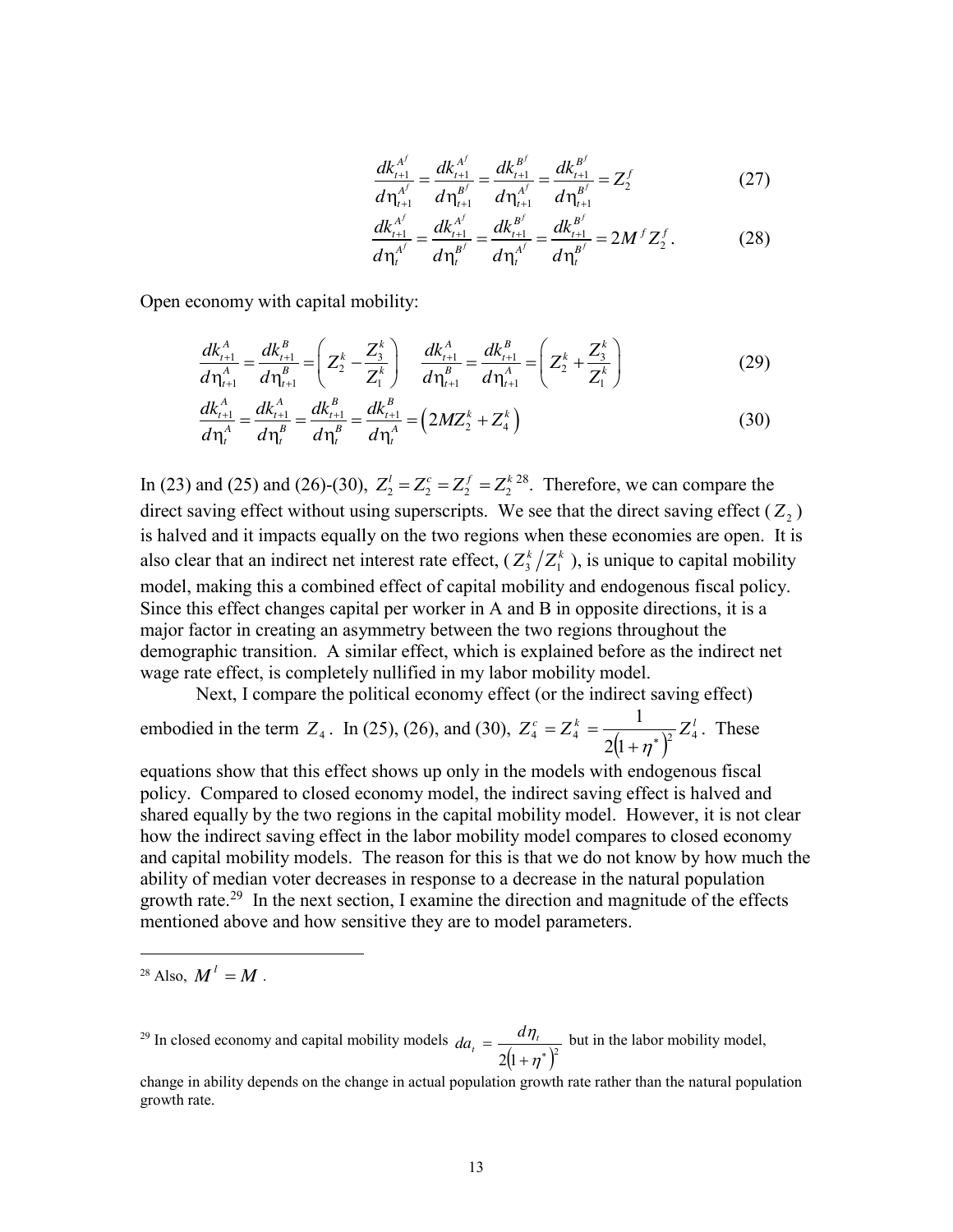$$\frac{dk_{t+1}^{A^f}}{d\eta_{t+1}^{A^f}} = \frac{dk_{t+1}^{A^f}}{d\eta_{t+1}^{B^f}} = \frac{dk_{t+1}^{B^f}}{d\eta_{t+1}^{A^f}} = \frac{dk_{t+1}^{B^f}}{d\eta_{t+1}^{B^f}} = Z_2^f \tag{27}$$

$$\frac{dk_{t+1}^{A^f}}{d\eta_{t}^{A^f}} = \frac{dk_{t+1}^{A^f}}{d\eta_{t}^{B^f}} = \frac{dk_{t+1}^{B^f}}{d\eta_{t}^{A^f}} = \frac{dk_{t+1}^{B^f}}{d\eta_{t}^{B^f}} = 2M^f Z_2^f . \tag{28}$$

Open economy with capital mobility:

$$\frac{dk_{t+1}^{A}}{d\eta_{t+1}^{A}} = \frac{dk_{t+1}^{B}}{d\eta_{t+1}^{B}} = \left( Z_2^k - \frac{Z_3^k}{Z_1^k} \right) \quad \frac{dk_{t+1}^{A}}{d\eta_{t+1}^{B}} = \frac{dk_{t+1}^{B}}{d\eta_{t+1}^{A}} = \left( Z_2^k + \frac{Z_3^k}{Z_1^k} \right) \tag{29}$$

$$\frac{dk_{t+1}^{A}}{d\eta_{t}^{A}} = \frac{dk_{t+1}^{A}}{d\eta_{t}^{B}} = \frac{dk_{t+1}^{B}}{d\eta_{t}^{B}} = \frac{dk_{t+1}^{B}}{d\eta_{t}^{A}} = \left( 2MZ_2^k + Z_4^k \right) \tag{30}$$

In (23) and (25) and (26)-(30), $Z_2^l = Z_2^c = Z_2^f = Z_2^k$ [28]. Therefore, we can compare the direct saving effect without using superscripts. We see that the direct saving effect ($Z_2$) is halved and it impacts equally on the two regions when these economies are open. It is also clear that an indirect net interest rate effect, ($Z_3^k / Z_1^k$), is unique to capital mobility model, making this a combined effect of capital mobility and endogenous fiscal policy. Since this effect changes capital per worker in A and B in opposite directions, it is a major factor in creating an asymmetry between the two regions throughout the demographic transition. A similar effect, which is explained before as the indirect net wage rate effect, is completely nullified in my labor mobility model.

Next, I compare the political economy effect (or the indirect saving effect) embodied in the term $Z_4$. In (25), (26), and (30), $Z_4^c = Z_4^k = \dfrac{1}{2\left(1+\eta^*\right)^2} Z_4^l$. These equations show that this effect shows up only in the models with endogenous fiscal policy. Compared to closed economy model, the indirect saving effect is halved and shared equally by the two regions in the capital mobility model. However, it is not clear how the indirect saving effect in the labor mobility model compares to closed economy and capital mobility models. The reason for this is that we do not know by how much the ability of median voter decreases in response to a decrease in the natural population growth rate.[29] In the next section, I examine the direction and magnitude of the effects mentioned above and how sensitive they are to model parameters.

---

[28] Also, $M^l = M$.

[29] In closed economy and capital mobility models $da_t = \dfrac{d\eta_t}{2\left(1+\eta^*\right)^2}$ but in the labor mobility model, change in ability depends on the change in actual population growth rate rather than the natural population growth rate.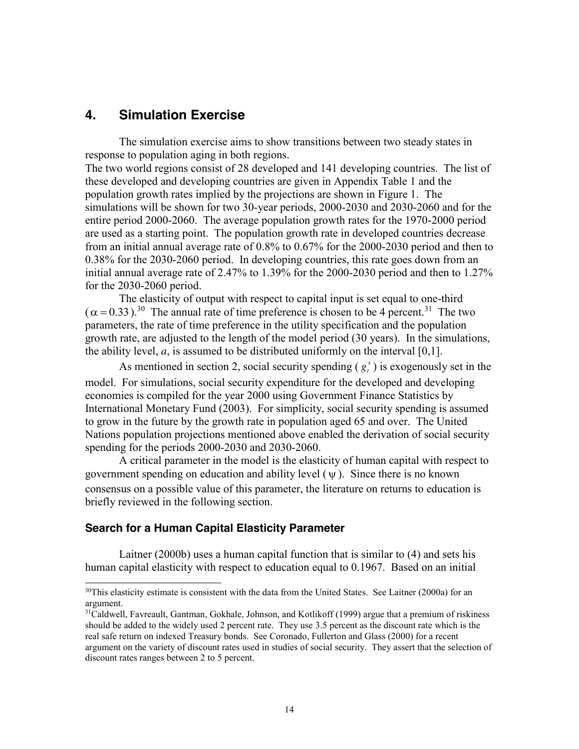## 4. Simulation Exercise

The simulation exercise aims to show transitions between two steady states in response to population aging in both regions.

The two world regions consist of 28 developed and 141 developing countries. The list of these developed and developing countries are given in Appendix Table 1 and the population growth rates implied by the projections are shown in Figure 1. The simulations will be shown for two 30-year periods, 2000-2030 and 2030-2060 and for the entire period 2000-2060. The average population growth rates for the 1970-2000 period are used as a starting point. The population growth rate in developed countries decrease from an initial annual average rate of 0.8% to 0.67% for the 2000-2030 period and then to 0.38% for the 2030-2060 period. In developing countries, this rate goes down from an initial annual average rate of 2.47% to 1.39% for the 2000-2030 period and then to 1.27% for the 2030-2060 period.

The elasticity of output with respect to capital input is set equal to one-third ($\alpha = 0.33$).[30] The annual rate of time preference is chosen to be 4 percent.[31] The two parameters, the rate of time preference in the utility specification and the population growth rate, are adjusted to the length of the model period (30 years). In the simulations, the ability level, $a$, is assumed to be distributed uniformly on the interval [0,1].

As mentioned in section 2, social security spending ($g_t^s$) is exogenously set in the model. For simulations, social security expenditure for the developed and developing economies is compiled for the year 2000 using Government Finance Statistics by International Monetary Fund (2003). For simplicity, social security spending is assumed to grow in the future by the growth rate in population aged 65 and over. The United Nations population projections mentioned above enabled the derivation of social security spending for the periods 2000-2030 and 2030-2060.

A critical parameter in the model is the elasticity of human capital with respect to government spending on education and ability level ($\psi$). Since there is no known consensus on a possible value of this parameter, the literature on returns to education is briefly reviewed in the following section.

### Search for a Human Capital Elasticity Parameter

Laitner (2000b) uses a human capital function that is similar to (4) and sets his human capital elasticity with respect to education equal to 0.1967. Based on an initial

---

[30] This elasticity estimate is consistent with the data from the United States. See Laitner (2000a) for an argument.

[31] Caldwell, Favreault, Gantman, Gokhale, Johnson, and Kotlikoff (1999) argue that a premium of riskiness should be added to the widely used 2 percent rate. They use 3.5 percent as the discount rate which is the real safe return on indexed Treasury bonds. See Coronado, Fullerton and Glass (2000) for a recent argument on the variety of discount rates used in studies of social security. They assert that the selection of discount rates ranges between 2 to 5 percent.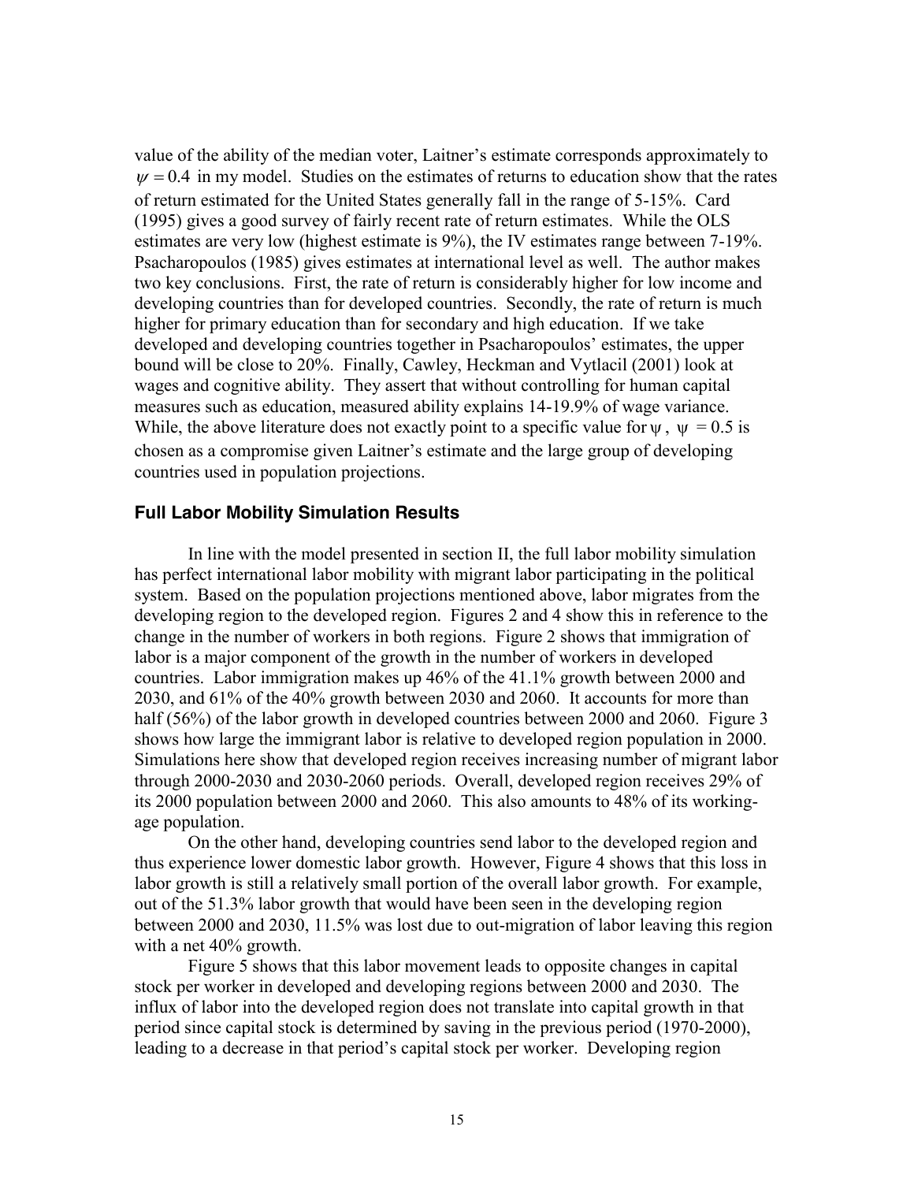value of the ability of the median voter, Laitner's estimate corresponds approximately to $\psi = 0.4$ in my model. Studies on the estimates of returns to education show that the rates of return estimated for the United States generally fall in the range of 5-15%. Card (1995) gives a good survey of fairly recent rate of return estimates. While the OLS estimates are very low (highest estimate is 9%), the IV estimates range between 7-19%. Psacharopoulos (1985) gives estimates at international level as well. The author makes two key conclusions. First, the rate of return is considerably higher for low income and developing countries than for developed countries. Secondly, the rate of return is much higher for primary education than for secondary and high education. If we take developed and developing countries together in Psacharopoulos' estimates, the upper bound will be close to 20%. Finally, Cawley, Heckman and Vytlacil (2001) look at wages and cognitive ability. They assert that without controlling for human capital measures such as education, measured ability explains 14-19.9% of wage variance. While, the above literature does not exactly point to a specific value for $\psi$, $\psi = 0.5$ is chosen as a compromise given Laitner's estimate and the large group of developing countries used in population projections.

### Full Labor Mobility Simulation Results

In line with the model presented in section II, the full labor mobility simulation has perfect international labor mobility with migrant labor participating in the political system. Based on the population projections mentioned above, labor migrates from the developing region to the developed region. Figures 2 and 4 show this in reference to the change in the number of workers in both regions. Figure 2 shows that immigration of labor is a major component of the growth in the number of workers in developed countries. Labor immigration makes up 46% of the 41.1% growth between 2000 and 2030, and 61% of the 40% growth between 2030 and 2060. It accounts for more than half (56%) of the labor growth in developed countries between 2000 and 2060. Figure 3 shows how large the immigrant labor is relative to developed region population in 2000. Simulations here show that developed region receives increasing number of migrant labor through 2000-2030 and 2030-2060 periods. Overall, developed region receives 29% of its 2000 population between 2000 and 2060. This also amounts to 48% of its working-age population.

On the other hand, developing countries send labor to the developed region and thus experience lower domestic labor growth. However, Figure 4 shows that this loss in labor growth is still a relatively small portion of the overall labor growth. For example, out of the 51.3% labor growth that would have been seen in the developing region between 2000 and 2030, 11.5% was lost due to out-migration of labor leaving this region with a net 40% growth.

Figure 5 shows that this labor movement leads to opposite changes in capital stock per worker in developed and developing regions between 2000 and 2030. The influx of labor into the developed region does not translate into capital growth in that period since capital stock is determined by saving in the previous period (1970-2000), leading to a decrease in that period's capital stock per worker. Developing region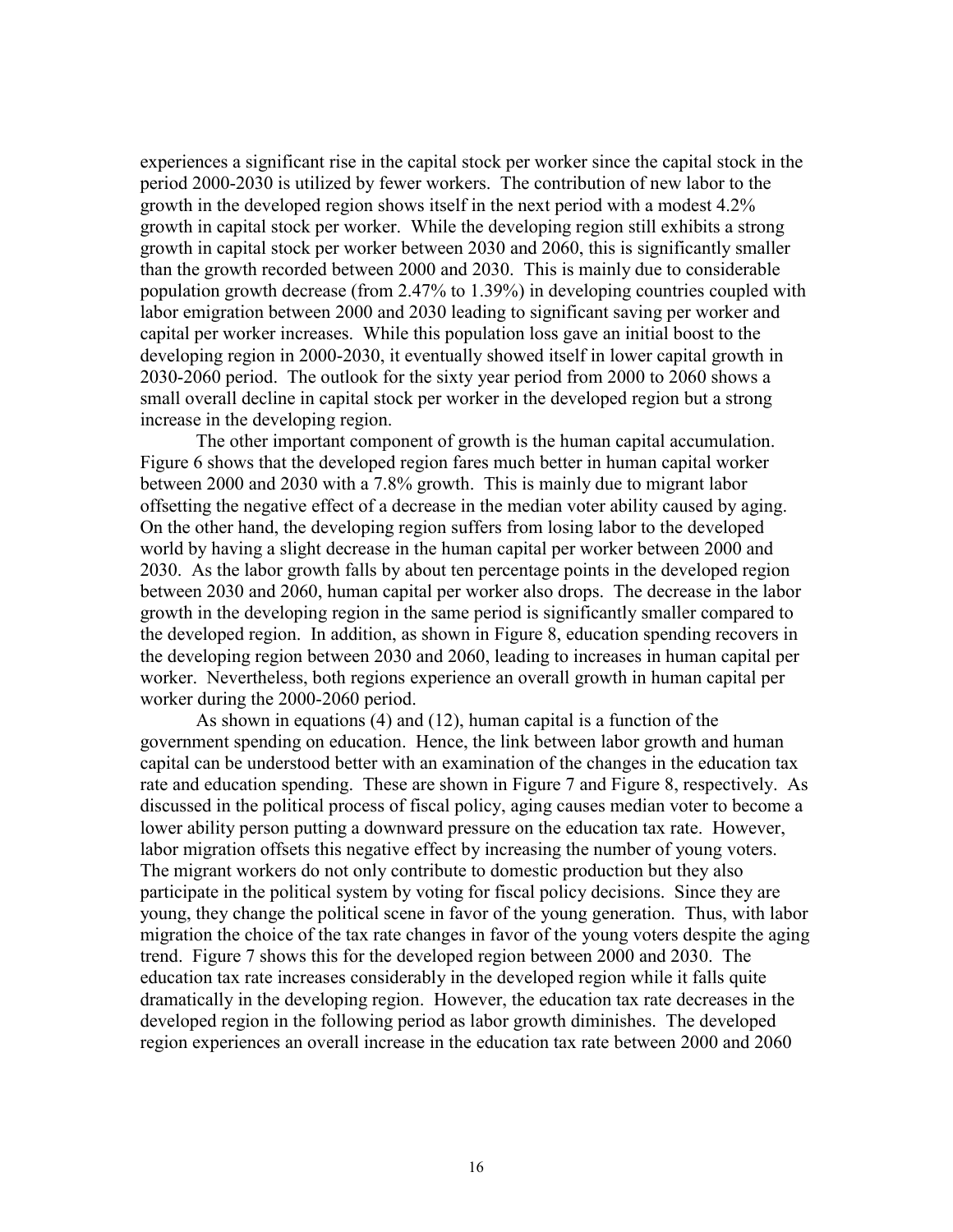experiences a significant rise in the capital stock per worker since the capital stock in the period 2000-2030 is utilized by fewer workers. The contribution of new labor to the growth in the developed region shows itself in the next period with a modest 4.2% growth in capital stock per worker. While the developing region still exhibits a strong growth in capital stock per worker between 2030 and 2060, this is significantly smaller than the growth recorded between 2000 and 2030. This is mainly due to considerable population growth decrease (from 2.47% to 1.39%) in developing countries coupled with labor emigration between 2000 and 2030 leading to significant saving per worker and capital per worker increases. While this population loss gave an initial boost to the developing region in 2000-2030, it eventually showed itself in lower capital growth in 2030-2060 period. The outlook for the sixty year period from 2000 to 2060 shows a small overall decline in capital stock per worker in the developed region but a strong increase in the developing region.

The other important component of growth is the human capital accumulation. Figure 6 shows that the developed region fares much better in human capital worker between 2000 and 2030 with a 7.8% growth. This is mainly due to migrant labor offsetting the negative effect of a decrease in the median voter ability caused by aging. On the other hand, the developing region suffers from losing labor to the developed world by having a slight decrease in the human capital per worker between 2000 and 2030. As the labor growth falls by about ten percentage points in the developed region between 2030 and 2060, human capital per worker also drops. The decrease in the labor growth in the developing region in the same period is significantly smaller compared to the developed region. In addition, as shown in Figure 8, education spending recovers in the developing region between 2030 and 2060, leading to increases in human capital per worker. Nevertheless, both regions experience an overall growth in human capital per worker during the 2000-2060 period.

As shown in equations (4) and (12), human capital is a function of the government spending on education. Hence, the link between labor growth and human capital can be understood better with an examination of the changes in the education tax rate and education spending. These are shown in Figure 7 and Figure 8, respectively. As discussed in the political process of fiscal policy, aging causes median voter to become a lower ability person putting a downward pressure on the education tax rate. However, labor migration offsets this negative effect by increasing the number of young voters. The migrant workers do not only contribute to domestic production but they also participate in the political system by voting for fiscal policy decisions. Since they are young, they change the political scene in favor of the young generation. Thus, with labor migration the choice of the tax rate changes in favor of the young voters despite the aging trend. Figure 7 shows this for the developed region between 2000 and 2030. The education tax rate increases considerably in the developed region while it falls quite dramatically in the developing region. However, the education tax rate decreases in the developed region in the following period as labor growth diminishes. The developed region experiences an overall increase in the education tax rate between 2000 and 2060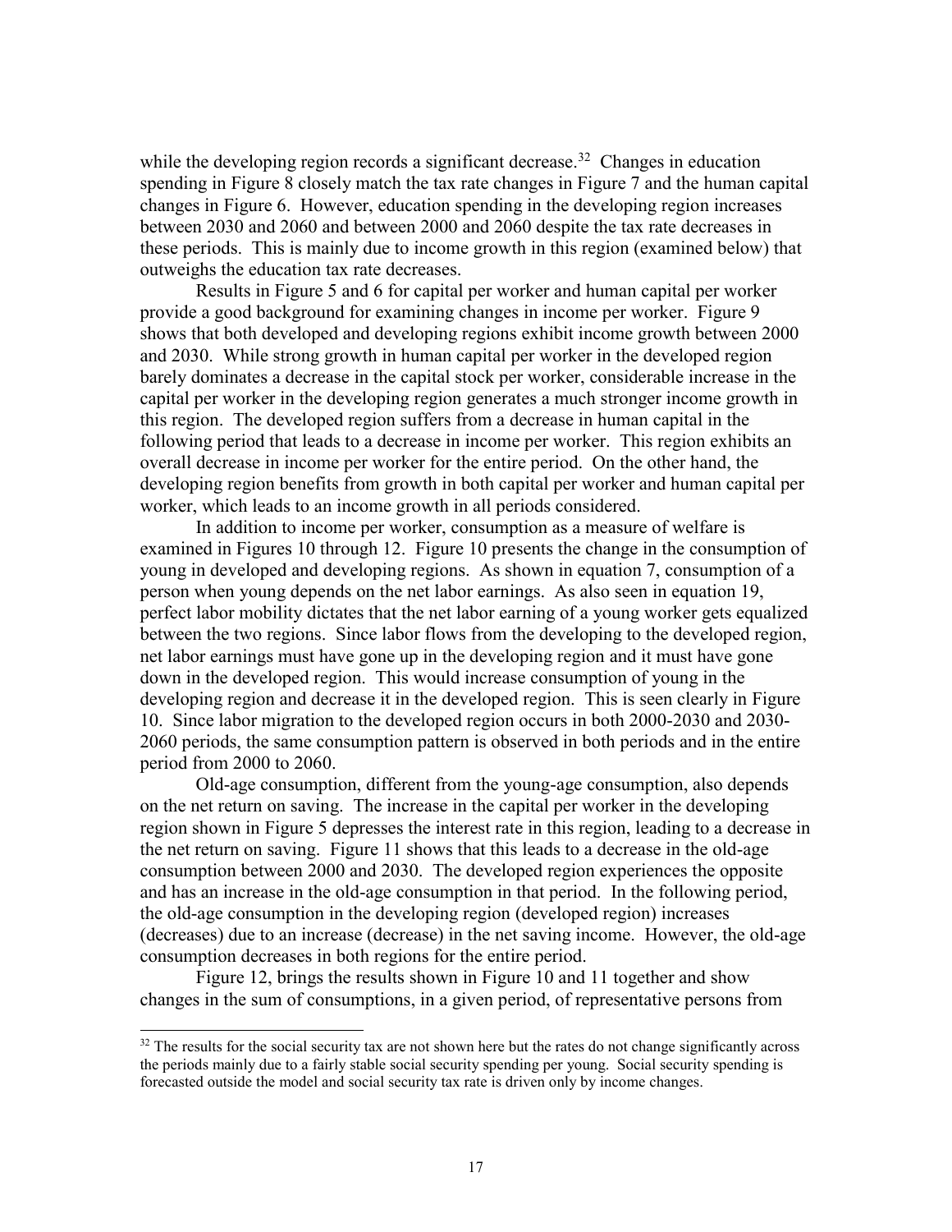while the developing region records a significant decrease.[32] Changes in education spending in Figure 8 closely match the tax rate changes in Figure 7 and the human capital changes in Figure 6. However, education spending in the developing region increases between 2030 and 2060 and between 2000 and 2060 despite the tax rate decreases in these periods. This is mainly due to income growth in this region (examined below) that outweighs the education tax rate decreases.

Results in Figure 5 and 6 for capital per worker and human capital per worker provide a good background for examining changes in income per worker. Figure 9 shows that both developed and developing regions exhibit income growth between 2000 and 2030. While strong growth in human capital per worker in the developed region barely dominates a decrease in the capital stock per worker, considerable increase in the capital per worker in the developing region generates a much stronger income growth in this region. The developed region suffers from a decrease in human capital in the following period that leads to a decrease in income per worker. This region exhibits an overall decrease in income per worker for the entire period. On the other hand, the developing region benefits from growth in both capital per worker and human capital per worker, which leads to an income growth in all periods considered.

In addition to income per worker, consumption as a measure of welfare is examined in Figures 10 through 12. Figure 10 presents the change in the consumption of young in developed and developing regions. As shown in equation 7, consumption of a person when young depends on the net labor earnings. As also seen in equation 19, perfect labor mobility dictates that the net labor earning of a young worker gets equalized between the two regions. Since labor flows from the developing to the developed region, net labor earnings must have gone up in the developing region and it must have gone down in the developed region. This would increase consumption of young in the developing region and decrease it in the developed region. This is seen clearly in Figure 10. Since labor migration to the developed region occurs in both 2000-2030 and 2030-2060 periods, the same consumption pattern is observed in both periods and in the entire period from 2000 to 2060.

Old-age consumption, different from the young-age consumption, also depends on the net return on saving. The increase in the capital per worker in the developing region shown in Figure 5 depresses the interest rate in this region, leading to a decrease in the net return on saving. Figure 11 shows that this leads to a decrease in the old-age consumption between 2000 and 2030. The developed region experiences the opposite and has an increase in the old-age consumption in that period. In the following period, the old-age consumption in the developing region (developed region) increases (decreases) due to an increase (decrease) in the net saving income. However, the old-age consumption decreases in both regions for the entire period.

Figure 12, brings the results shown in Figure 10 and 11 together and show changes in the sum of consumptions, in a given period, of representative persons from

---

[32] The results for the social security tax are not shown here but the rates do not change significantly across the periods mainly due to a fairly stable social security spending per young. Social security spending is forecasted outside the model and social security tax rate is driven only by income changes.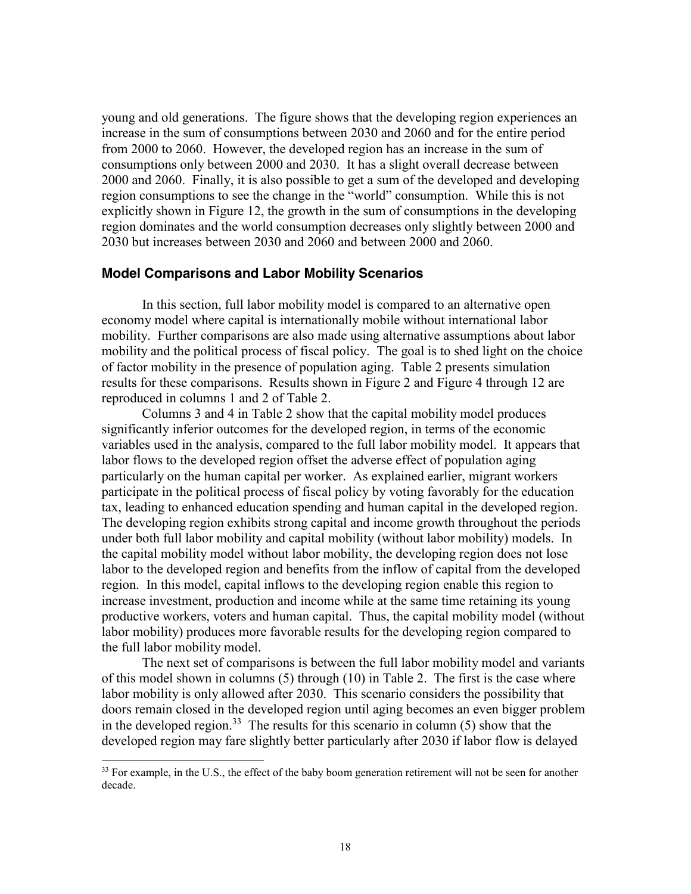young and old generations. The figure shows that the developing region experiences an increase in the sum of consumptions between 2030 and 2060 and for the entire period from 2000 to 2060. However, the developed region has an increase in the sum of consumptions only between 2000 and 2030. It has a slight overall decrease between 2000 and 2060. Finally, it is also possible to get a sum of the developed and developing region consumptions to see the change in the "world" consumption. While this is not explicitly shown in Figure 12, the growth in the sum of consumptions in the developing region dominates and the world consumption decreases only slightly between 2000 and 2030 but increases between 2030 and 2060 and between 2000 and 2060.

### Model Comparisons and Labor Mobility Scenarios

In this section, full labor mobility model is compared to an alternative open economy model where capital is internationally mobile without international labor mobility. Further comparisons are also made using alternative assumptions about labor mobility and the political process of fiscal policy. The goal is to shed light on the choice of factor mobility in the presence of population aging. Table 2 presents simulation results for these comparisons. Results shown in Figure 2 and Figure 4 through 12 are reproduced in columns 1 and 2 of Table 2.

Columns 3 and 4 in Table 2 show that the capital mobility model produces significantly inferior outcomes for the developed region, in terms of the economic variables used in the analysis, compared to the full labor mobility model. It appears that labor flows to the developed region offset the adverse effect of population aging particularly on the human capital per worker. As explained earlier, migrant workers participate in the political process of fiscal policy by voting favorably for the education tax, leading to enhanced education spending and human capital in the developed region. The developing region exhibits strong capital and income growth throughout the periods under both full labor mobility and capital mobility (without labor mobility) models. In the capital mobility model without labor mobility, the developing region does not lose labor to the developed region and benefits from the inflow of capital from the developed region. In this model, capital inflows to the developing region enable this region to increase investment, production and income while at the same time retaining its young productive workers, voters and human capital. Thus, the capital mobility model (without labor mobility) produces more favorable results for the developing region compared to the full labor mobility model.

The next set of comparisons is between the full labor mobility model and variants of this model shown in columns (5) through (10) in Table 2. The first is the case where labor mobility is only allowed after 2030. This scenario considers the possibility that doors remain closed in the developed region until aging becomes an even bigger problem in the developed region.[33] The results for this scenario in column (5) show that the developed region may fare slightly better particularly after 2030 if labor flow is delayed

[33] For example, in the U.S., the effect of the baby boom generation retirement will not be seen for another decade.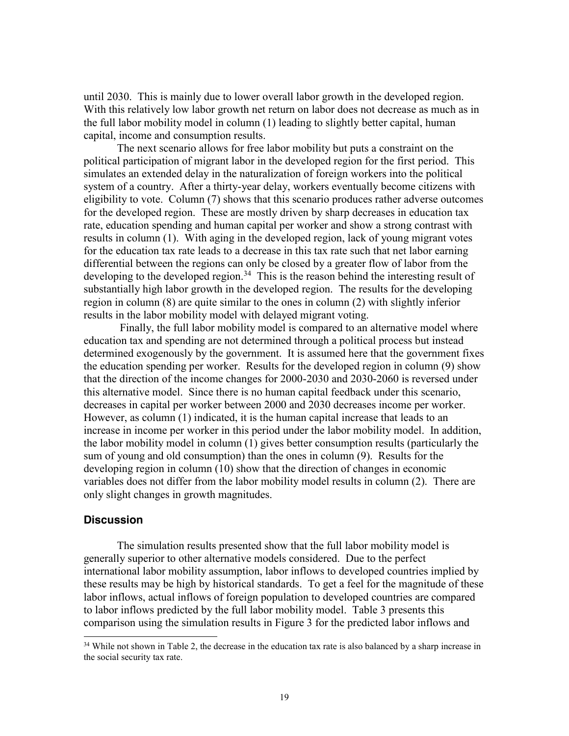until 2030. This is mainly due to lower overall labor growth in the developed region. With this relatively low labor growth net return on labor does not decrease as much as in the full labor mobility model in column (1) leading to slightly better capital, human capital, income and consumption results.

The next scenario allows for free labor mobility but puts a constraint on the political participation of migrant labor in the developed region for the first period. This simulates an extended delay in the naturalization of foreign workers into the political system of a country. After a thirty-year delay, workers eventually become citizens with eligibility to vote. Column (7) shows that this scenario produces rather adverse outcomes for the developed region. These are mostly driven by sharp decreases in education tax rate, education spending and human capital per worker and show a strong contrast with results in column (1). With aging in the developed region, lack of young migrant votes for the education tax rate leads to a decrease in this tax rate such that net labor earning differential between the regions can only be closed by a greater flow of labor from the developing to the developed region.[34] This is the reason behind the interesting result of substantially high labor growth in the developed region. The results for the developing region in column (8) are quite similar to the ones in column (2) with slightly inferior results in the labor mobility model with delayed migrant voting.

Finally, the full labor mobility model is compared to an alternative model where education tax and spending are not determined through a political process but instead determined exogenously by the government. It is assumed here that the government fixes the education spending per worker. Results for the developed region in column (9) show that the direction of the income changes for 2000-2030 and 2030-2060 is reversed under this alternative model. Since there is no human capital feedback under this scenario, decreases in capital per worker between 2000 and 2030 decreases income per worker. However, as column (1) indicated, it is the human capital increase that leads to an increase in income per worker in this period under the labor mobility model. In addition, the labor mobility model in column (1) gives better consumption results (particularly the sum of young and old consumption) than the ones in column (9). Results for the developing region in column (10) show that the direction of changes in economic variables does not differ from the labor mobility model results in column (2). There are only slight changes in growth magnitudes.

### Discussion

The simulation results presented show that the full labor mobility model is generally superior to other alternative models considered. Due to the perfect international labor mobility assumption, labor inflows to developed countries implied by these results may be high by historical standards. To get a feel for the magnitude of these labor inflows, actual inflows of foreign population to developed countries are compared to labor inflows predicted by the full labor mobility model. Table 3 presents this comparison using the simulation results in Figure 3 for the predicted labor inflows and

[34] While not shown in Table 2, the decrease in the education tax rate is also balanced by a sharp increase in the social security tax rate.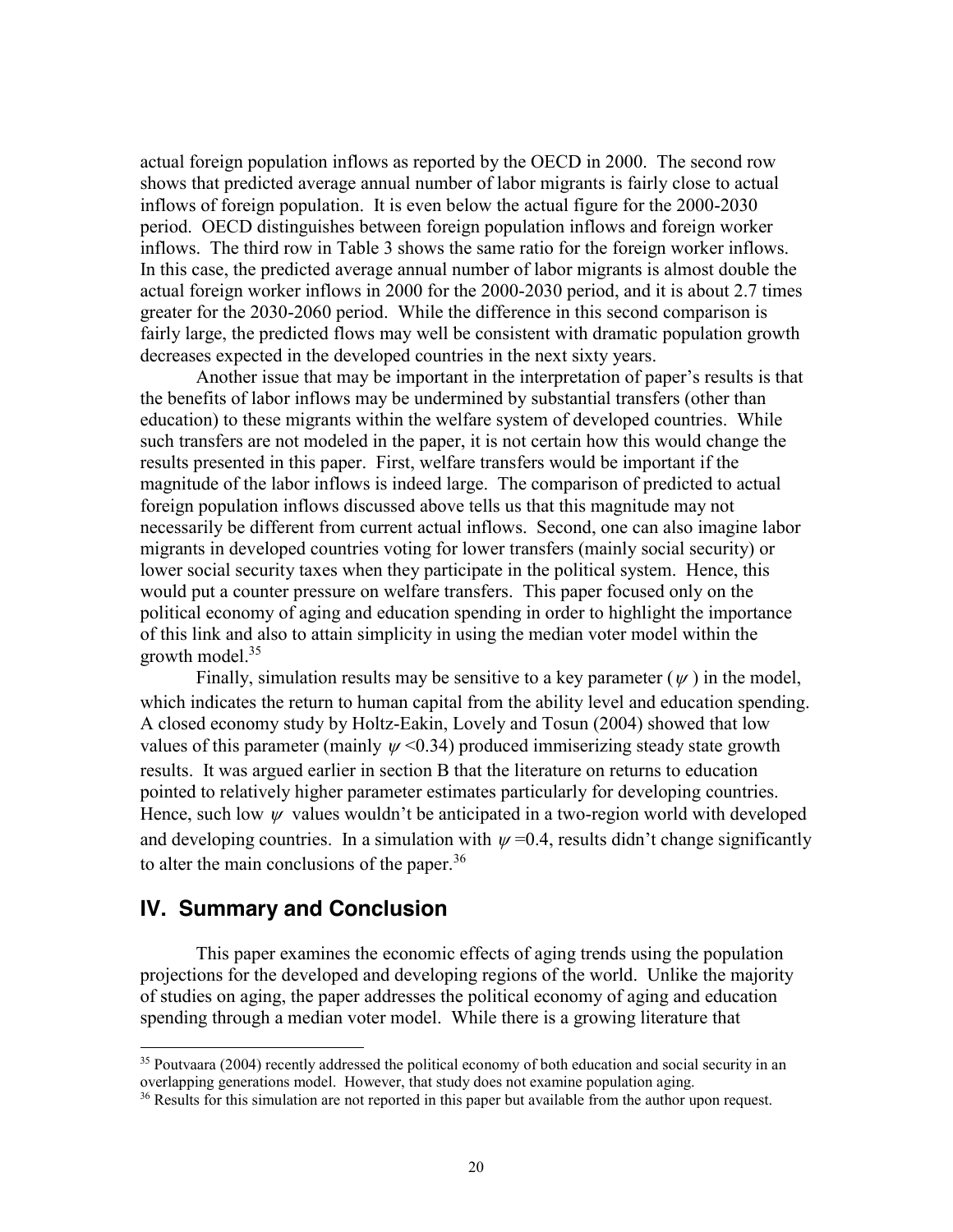actual foreign population inflows as reported by the OECD in 2000. The second row shows that predicted average annual number of labor migrants is fairly close to actual inflows of foreign population. It is even below the actual figure for the 2000-2030 period. OECD distinguishes between foreign population inflows and foreign worker inflows. The third row in Table 3 shows the same ratio for the foreign worker inflows. In this case, the predicted average annual number of labor migrants is almost double the actual foreign worker inflows in 2000 for the 2000-2030 period, and it is about 2.7 times greater for the 2030-2060 period. While the difference in this second comparison is fairly large, the predicted flows may well be consistent with dramatic population growth decreases expected in the developed countries in the next sixty years.

Another issue that may be important in the interpretation of paper's results is that the benefits of labor inflows may be undermined by substantial transfers (other than education) to these migrants within the welfare system of developed countries. While such transfers are not modeled in the paper, it is not certain how this would change the results presented in this paper. First, welfare transfers would be important if the magnitude of the labor inflows is indeed large. The comparison of predicted to actual foreign population inflows discussed above tells us that this magnitude may not necessarily be different from current actual inflows. Second, one can also imagine labor migrants in developed countries voting for lower transfers (mainly social security) or lower social security taxes when they participate in the political system. Hence, this would put a counter pressure on welfare transfers. This paper focused only on the political economy of aging and education spending in order to highlight the importance of this link and also to attain simplicity in using the median voter model within the growth model.[35]

Finally, simulation results may be sensitive to a key parameter ($\psi$) in the model, which indicates the return to human capital from the ability level and education spending. A closed economy study by Holtz-Eakin, Lovely and Tosun (2004) showed that low values of this parameter (mainly $\psi$ <0.34) produced immiserizing steady state growth results. It was argued earlier in section B that the literature on returns to education pointed to relatively higher parameter estimates particularly for developing countries. Hence, such low $\psi$ values wouldn't be anticipated in a two-region world with developed and developing countries. In a simulation with $\psi$ =0.4, results didn't change significantly to alter the main conclusions of the paper.[36]

## IV. Summary and Conclusion

This paper examines the economic effects of aging trends using the population projections for the developed and developing regions of the world. Unlike the majority of studies on aging, the paper addresses the political economy of aging and education spending through a median voter model. While there is a growing literature that

[35] Poutvaara (2004) recently addressed the political economy of both education and social security in an overlapping generations model. However, that study does not examine population aging.

[36] Results for this simulation are not reported in this paper but available from the author upon request.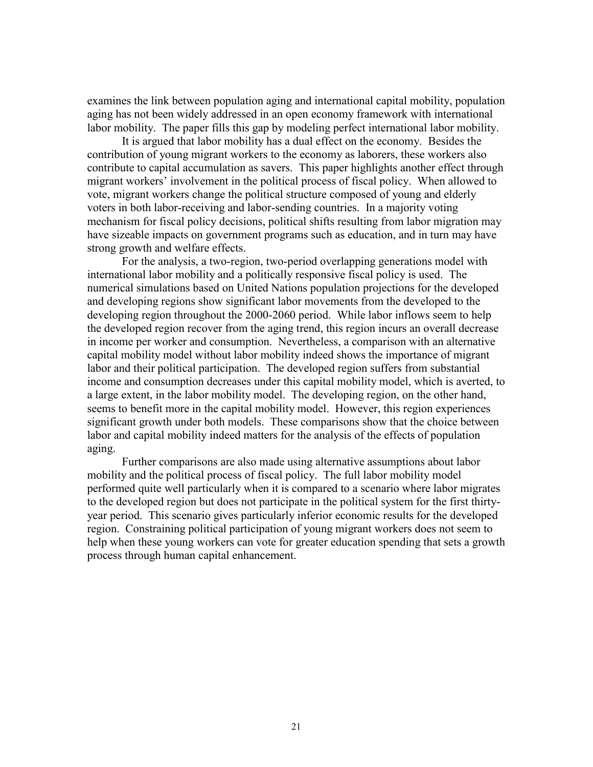examines the link between population aging and international capital mobility, population aging has not been widely addressed in an open economy framework with international labor mobility. The paper fills this gap by modeling perfect international labor mobility.

It is argued that labor mobility has a dual effect on the economy. Besides the contribution of young migrant workers to the economy as laborers, these workers also contribute to capital accumulation as savers. This paper highlights another effect through migrant workers' involvement in the political process of fiscal policy. When allowed to vote, migrant workers change the political structure composed of young and elderly voters in both labor-receiving and labor-sending countries. In a majority voting mechanism for fiscal policy decisions, political shifts resulting from labor migration may have sizeable impacts on government programs such as education, and in turn may have strong growth and welfare effects.

For the analysis, a two-region, two-period overlapping generations model with international labor mobility and a politically responsive fiscal policy is used. The numerical simulations based on United Nations population projections for the developed and developing regions show significant labor movements from the developed to the developing region throughout the 2000-2060 period. While labor inflows seem to help the developed region recover from the aging trend, this region incurs an overall decrease in income per worker and consumption. Nevertheless, a comparison with an alternative capital mobility model without labor mobility indeed shows the importance of migrant labor and their political participation. The developed region suffers from substantial income and consumption decreases under this capital mobility model, which is averted, to a large extent, in the labor mobility model. The developing region, on the other hand, seems to benefit more in the capital mobility model. However, this region experiences significant growth under both models. These comparisons show that the choice between labor and capital mobility indeed matters for the analysis of the effects of population aging.

Further comparisons are also made using alternative assumptions about labor mobility and the political process of fiscal policy. The full labor mobility model performed quite well particularly when it is compared to a scenario where labor migrates to the developed region but does not participate in the political system for the first thirty-year period. This scenario gives particularly inferior economic results for the developed region. Constraining political participation of young migrant workers does not seem to help when these young workers can vote for greater education spending that sets a growth process through human capital enhancement.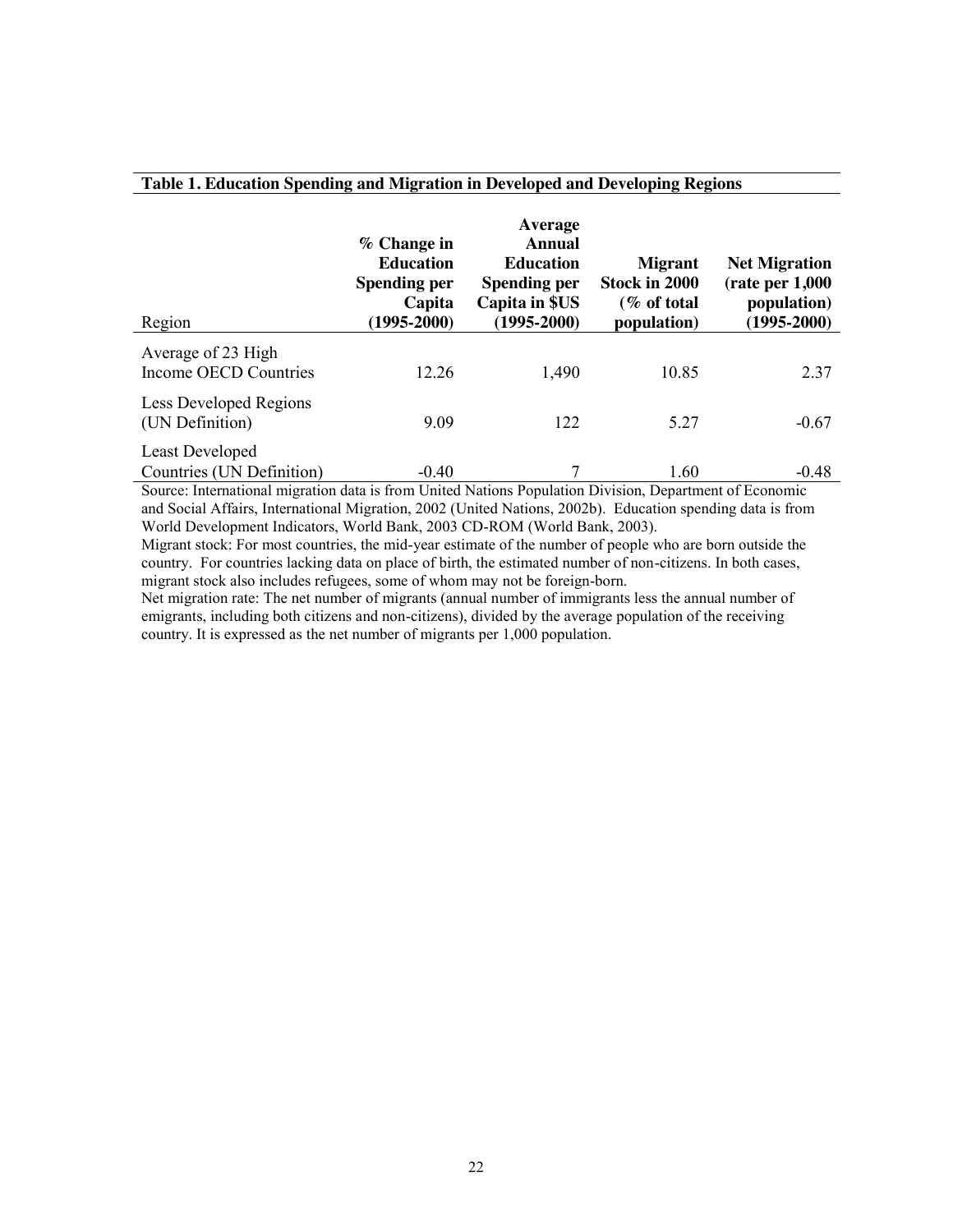**Table 1. Education Spending and Migration in Developed and Developing Regions**

| Region | % Change in Education Spending per Capita (1995-2000) | Average Annual Education Spending per Capita in $US (1995-2000) | Migrant Stock in 2000 (% of total population) | Net Migration (rate per 1,000 population) (1995-2000) |
|---|---|---|---|---|
| Average of 23 High Income OECD Countries | 12.26 | 1,490 | 10.85 | 2.37 |
| Less Developed Regions (UN Definition) | 9.09 | 122 | 5.27 | -0.67 |
| Least Developed Countries (UN Definition) | -0.40 | 7 | 1.60 | -0.48 |

Source: International migration data is from United Nations Population Division, Department of Economic and Social Affairs, International Migration, 2002 (United Nations, 2002b). Education spending data is from World Development Indicators, World Bank, 2003 CD-ROM (World Bank, 2003).

Migrant stock: For most countries, the mid-year estimate of the number of people who are born outside the country. For countries lacking data on place of birth, the estimated number of non-citizens. In both cases, migrant stock also includes refugees, some of whom may not be foreign-born.

Net migration rate: The net number of migrants (annual number of immigrants less the annual number of emigrants, including both citizens and non-citizens), divided by the average population of the receiving country. It is expressed as the net number of migrants per 1,000 population.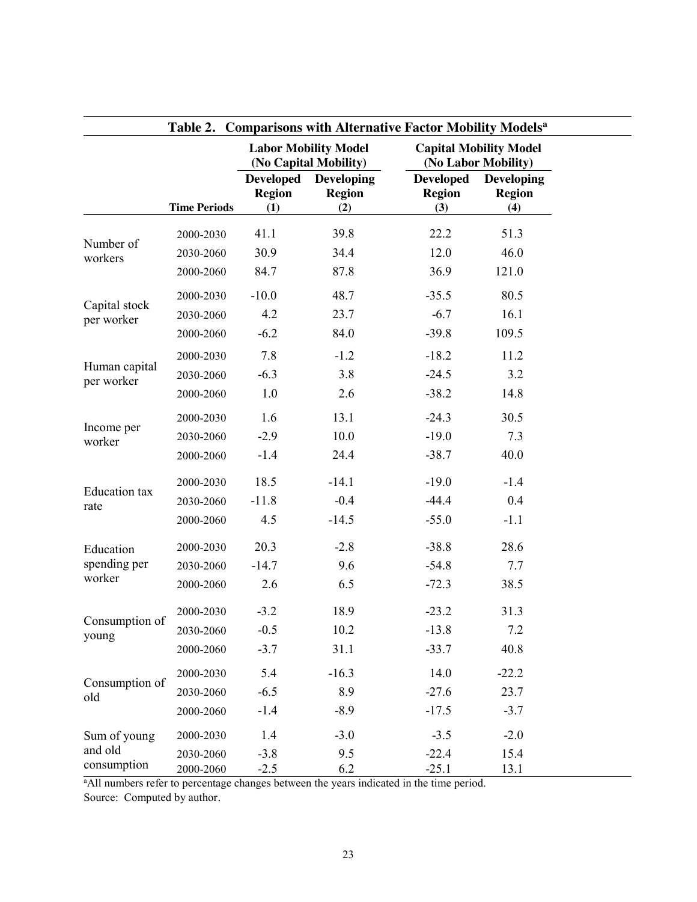**Table 2. Comparisons with Alternative Factor Mobility Models[a]**

| | | Labor Mobility Model (No Capital Mobility) | | Capital Mobility Model (No Labor Mobility) | |
|---|---|---|---|---|---|
| | **Time Periods** | **Developed Region (1)** | **Developing Region (2)** | **Developed Region (3)** | **Developing Region (4)** |
| Number of workers | 2000-2030 | 41.1 | 39.8 | 22.2 | 51.3 |
| | 2030-2060 | 30.9 | 34.4 | 12.0 | 46.0 |
| | 2000-2060 | 84.7 | 87.8 | 36.9 | 121.0 |
| Capital stock per worker | 2000-2030 | -10.0 | 48.7 | -35.5 | 80.5 |
| | 2030-2060 | 4.2 | 23.7 | -6.7 | 16.1 |
| | 2000-2060 | -6.2 | 84.0 | -39.8 | 109.5 |
| Human capital per worker | 2000-2030 | 7.8 | -1.2 | -18.2 | 11.2 |
| | 2030-2060 | -6.3 | 3.8 | -24.5 | 3.2 |
| | 2000-2060 | 1.0 | 2.6 | -38.2 | 14.8 |
| Income per worker | 2000-2030 | 1.6 | 13.1 | -24.3 | 30.5 |
| | 2030-2060 | -2.9 | 10.0 | -19.0 | 7.3 |
| | 2000-2060 | -1.4 | 24.4 | -38.7 | 40.0 |
| Education tax rate | 2000-2030 | 18.5 | -14.1 | -19.0 | -1.4 |
| | 2030-2060 | -11.8 | -0.4 | -44.4 | 0.4 |
| | 2000-2060 | 4.5 | -14.5 | -55.0 | -1.1 |
| Education spending per worker | 2000-2030 | 20.3 | -2.8 | -38.8 | 28.6 |
| | 2030-2060 | -14.7 | 9.6 | -54.8 | 7.7 |
| | 2000-2060 | 2.6 | 6.5 | -72.3 | 38.5 |
| Consumption of young | 2000-2030 | -3.2 | 18.9 | -23.2 | 31.3 |
| | 2030-2060 | -0.5 | 10.2 | -13.8 | 7.2 |
| | 2000-2060 | -3.7 | 31.1 | -33.7 | 40.8 |
| Consumption of old | 2000-2030 | 5.4 | -16.3 | 14.0 | -22.2 |
| | 2030-2060 | -6.5 | 8.9 | -27.6 | 23.7 |
| | 2000-2060 | -1.4 | -8.9 | -17.5 | -3.7 |
| Sum of young and old consumption | 2000-2030 | 1.4 | -3.0 | -3.5 | -2.0 |
| | 2030-2060 | -3.8 | 9.5 | -22.4 | 15.4 |
| | 2000-2060 | -2.5 | 6.2 | -25.1 | 13.1 |

[a]All numbers refer to percentage changes between the years indicated in the time period.

Source: Computed by author.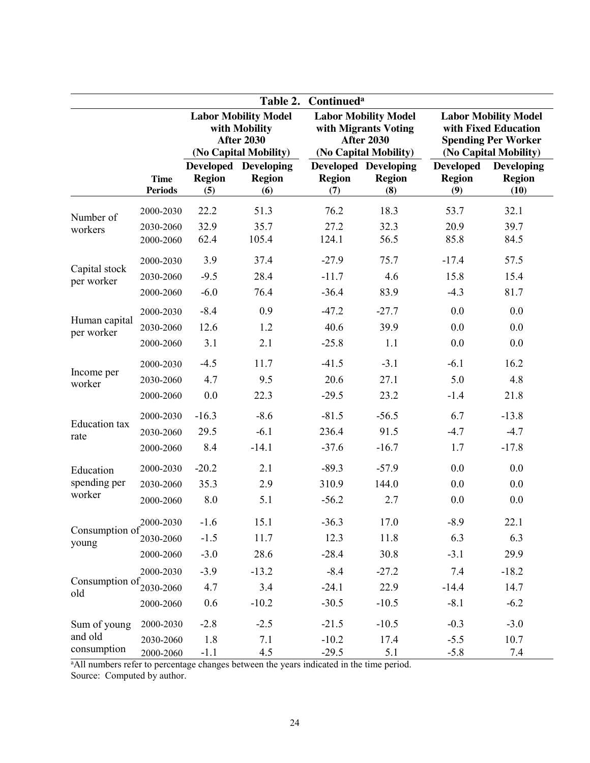**Table 2. Continued**[a]

| | | Labor Mobility Model with Mobility After 2030 (No Capital Mobility) | | Labor Mobility Model with Migrants Voting After 2030 (No Capital Mobility) | | Labor Mobility Model with Fixed Education Spending Per Worker (No Capital Mobility) | |
|---|---|---|---|---|---|---|---|
| | Time Periods | Developed Region (5) | Developing Region (6) | Developed Region (7) | Developing Region (8) | Developed Region (9) | Developing Region (10) |
| Number of workers | 2000-2030 | 22.2 | 51.3 | 76.2 | 18.3 | 53.7 | 32.1 |
| | 2030-2060 | 32.9 | 35.7 | 27.2 | 32.3 | 20.9 | 39.7 |
| | 2000-2060 | 62.4 | 105.4 | 124.1 | 56.5 | 85.8 | 84.5 |
| Capital stock per worker | 2000-2030 | 3.9 | 37.4 | -27.9 | 75.7 | -17.4 | 57.5 |
| | 2030-2060 | -9.5 | 28.4 | -11.7 | 4.6 | 15.8 | 15.4 |
| | 2000-2060 | -6.0 | 76.4 | -36.4 | 83.9 | -4.3 | 81.7 |
| Human capital per worker | 2000-2030 | -8.4 | 0.9 | -47.2 | -27.7 | 0.0 | 0.0 |
| | 2030-2060 | 12.6 | 1.2 | 40.6 | 39.9 | 0.0 | 0.0 |
| | 2000-2060 | 3.1 | 2.1 | -25.8 | 1.1 | 0.0 | 0.0 |
| Income per worker | 2000-2030 | -4.5 | 11.7 | -41.5 | -3.1 | -6.1 | 16.2 |
| | 2030-2060 | 4.7 | 9.5 | 20.6 | 27.1 | 5.0 | 4.8 |
| | 2000-2060 | 0.0 | 22.3 | -29.5 | 23.2 | -1.4 | 21.8 |
| Education tax rate | 2000-2030 | -16.3 | -8.6 | -81.5 | -56.5 | 6.7 | -13.8 |
| | 2030-2060 | 29.5 | -6.1 | 236.4 | 91.5 | -4.7 | -4.7 |
| | 2000-2060 | 8.4 | -14.1 | -37.6 | -16.7 | 1.7 | -17.8 |
| Education spending per worker | 2000-2030 | -20.2 | 2.1 | -89.3 | -57.9 | 0.0 | 0.0 |
| | 2030-2060 | 35.3 | 2.9 | 310.9 | 144.0 | 0.0 | 0.0 |
| | 2000-2060 | 8.0 | 5.1 | -56.2 | 2.7 | 0.0 | 0.0 |
| Consumption of young | 2000-2030 | -1.6 | 15.1 | -36.3 | 17.0 | -8.9 | 22.1 |
| | 2030-2060 | -1.5 | 11.7 | 12.3 | 11.8 | 6.3 | 6.3 |
| | 2000-2060 | -3.0 | 28.6 | -28.4 | 30.8 | -3.1 | 29.9 |
| Consumption of old | 2000-2030 | -3.9 | -13.2 | -8.4 | -27.2 | 7.4 | -18.2 |
| | 2030-2060 | 4.7 | 3.4 | -24.1 | 22.9 | -14.4 | 14.7 |
| | 2000-2060 | 0.6 | -10.2 | -30.5 | -10.5 | -8.1 | -6.2 |
| Sum of young and old consumption | 2000-2030 | -2.8 | -2.5 | -21.5 | -10.5 | -0.3 | -3.0 |
| | 2030-2060 | 1.8 | 7.1 | -10.2 | 17.4 | -5.5 | 10.7 |
| | 2000-2060 | -1.1 | 4.5 | -29.5 | 5.1 | -5.8 | 7.4 |

[a]All numbers refer to percentage changes between the years indicated in the time period.
Source: Computed by author.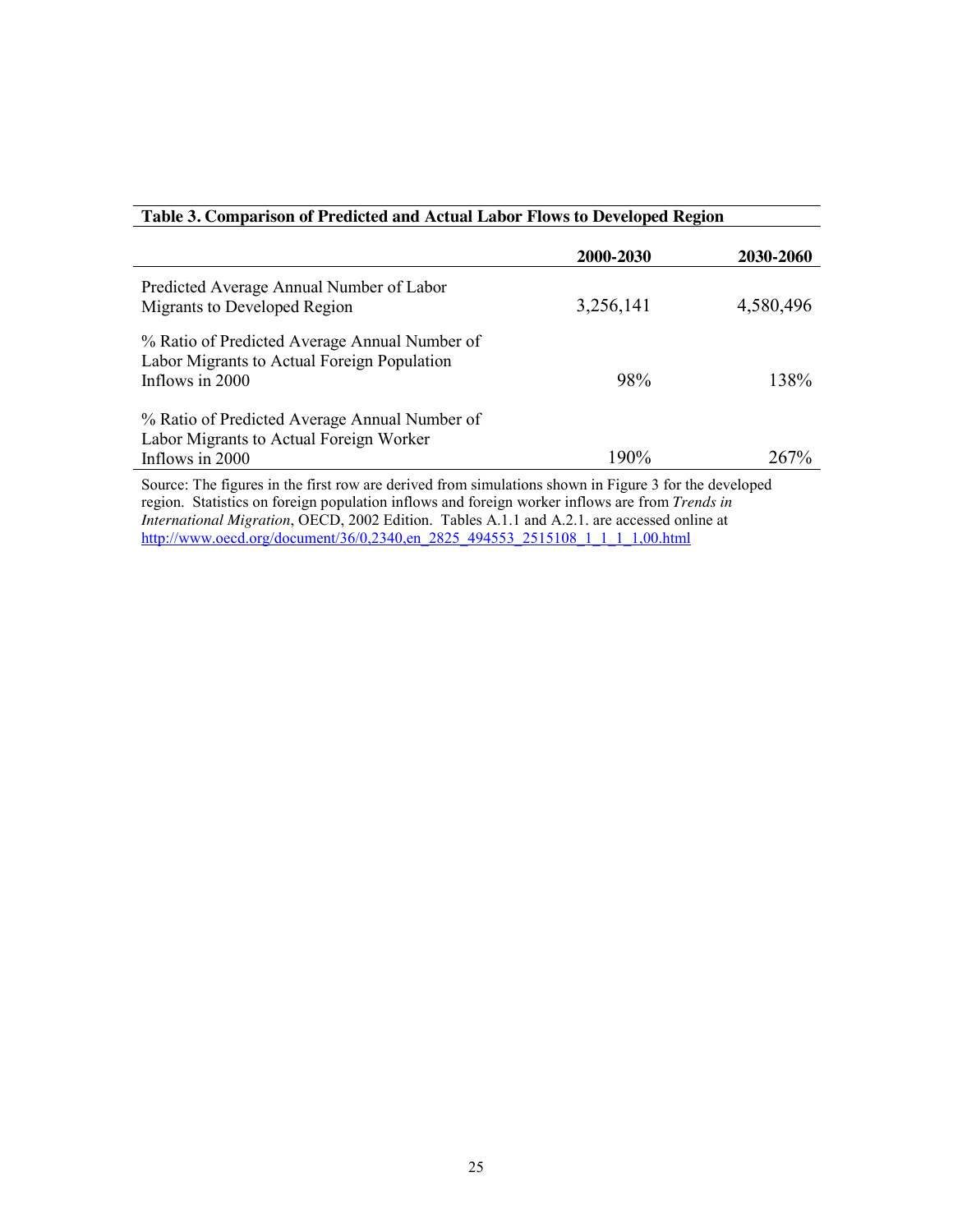**Table 3. Comparison of Predicted and Actual Labor Flows to Developed Region**

| | 2000-2030 | 2030-2060 |
|---|---|---|
| Predicted Average Annual Number of Labor Migrants to Developed Region | 3,256,141 | 4,580,496 |
| % Ratio of Predicted Average Annual Number of Labor Migrants to Actual Foreign Population Inflows in 2000 | 98% | 138% |
| % Ratio of Predicted Average Annual Number of Labor Migrants to Actual Foreign Worker Inflows in 2000 | 190% | 267% |

Source: The figures in the first row are derived from simulations shown in Figure 3 for the developed region. Statistics on foreign population inflows and foreign worker inflows are from *Trends in International Migration*, OECD, 2002 Edition. Tables A.1.1 and A.2.1. are accessed online at http://www.oecd.org/document/36/0,2340,en_2825_494553_2515108_1_1_1_1,00.html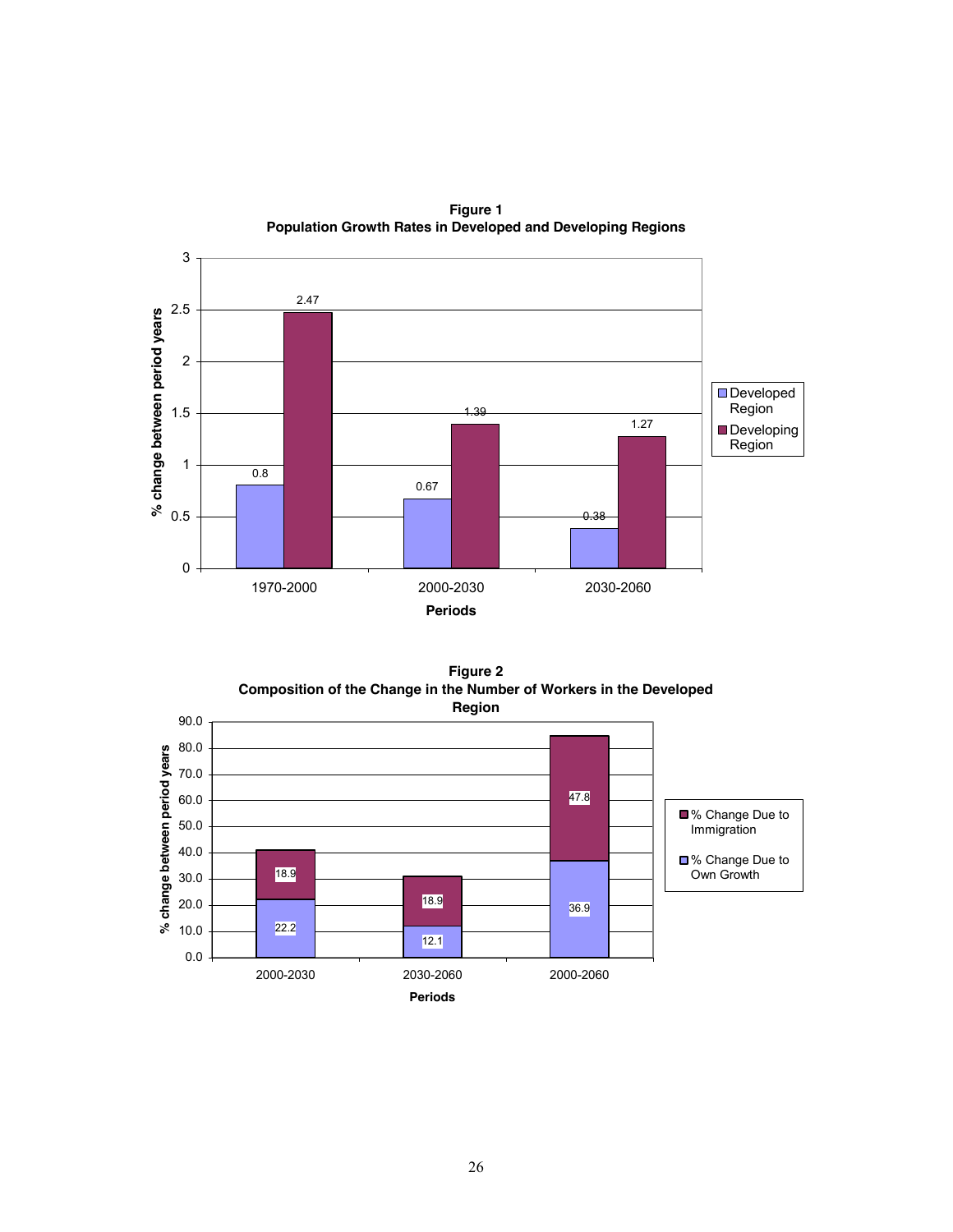**Figure 1**
**Population Growth Rates in Developed and Developing Regions**

| Periods | Developed Region | Developing Region |
|---|---|---|
| 1970-2000 | 0.8 | 2.47 |
| 2000-2030 | 0.67 | 1.39 |
| 2030-2060 | 0.38 | 1.27 |

*% change between period years*

**Figure 2**
**Composition of the Change in the Number of Workers in the Developed Region**

| Periods | % Change Due to Own Growth | % Change Due to Immigration |
|---|---|---|
| 2000-2030 | 22.2 | 18.9 |
| 2030-2060 | 12.1 | 18.9 |
| 2000-2060 | 36.9 | 47.8 |

*% change between period years*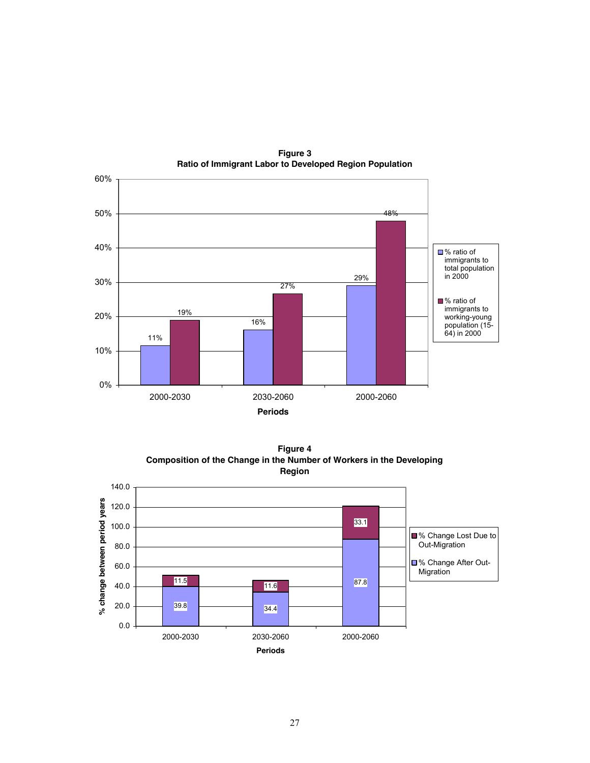**Figure 3**
**Ratio of Immigrant Labor to Developed Region Population**

| Periods | % ratio of immigrants to total population in 2000 | % ratio of immigrants to working-young population (15-64) in 2000 |
|---|---|---|
| 2000-2030 | 11% | 19% |
| 2030-2060 | 16% | 27% |
| 2000-2060 | 29% | 48% |

**Figure 4**
**Composition of the Change in the Number of Workers in the Developing Region**

| Periods | % Change After Out-Migration | % Change Lost Due to Out-Migration |
|---|---|---|
| 2000-2030 | 39.8 | 11.5 |
| 2030-2060 | 34.4 | 11.6 |
| 2000-2060 | 87.8 | 33.1 |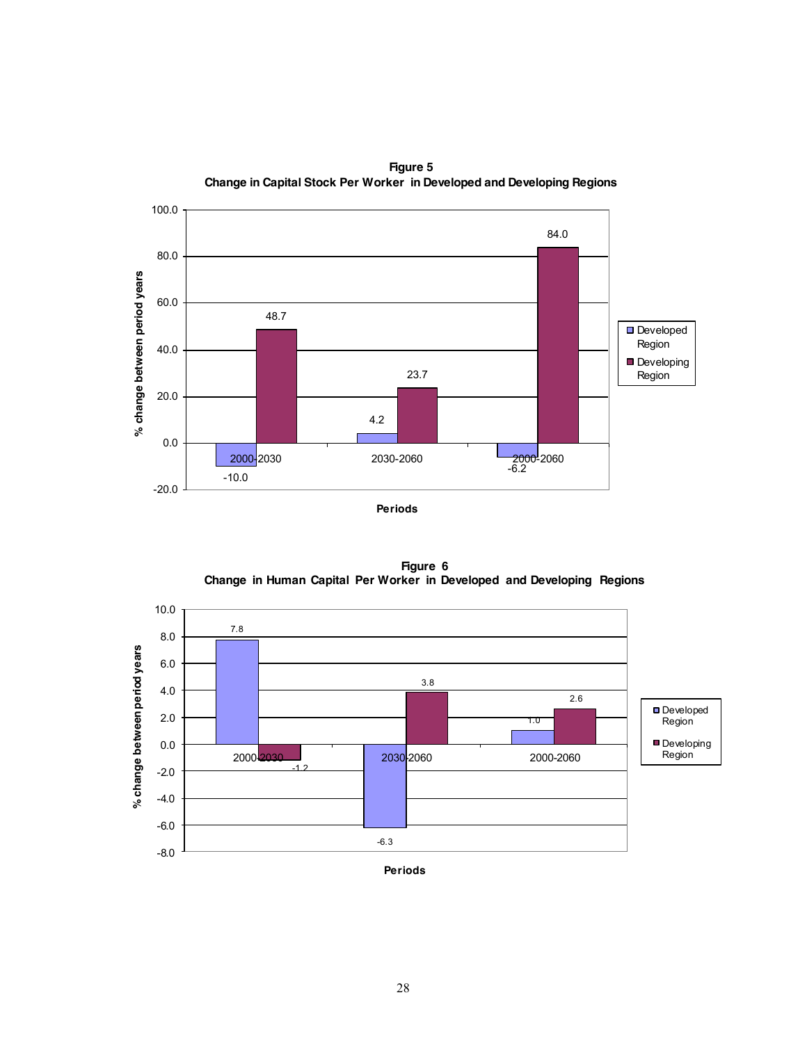**Figure 5**
**Change in Capital Stock Per Worker in Developed and Developing Regions**

| Periods | Developed Region | Developing Region |
|---|---|---|
| 2000-2030 | -10.0 | 48.7 |
| 2030-2060 | 4.2 | 23.7 |
| 2000-2060 | -6.2 | 84.0 |

Y-axis: % change between period years; X-axis: Periods

**Figure 6**
**Change in Human Capital Per Worker in Developed and Developing Regions**

| Periods | Developed Region | Developing Region |
|---|---|---|
| 2000-2030 | 7.8 | -1.2 |
| 2030-2060 | -6.3 | 3.8 |
| 2000-2060 | 1.0 | 2.6 |

Y-axis: % change between period years; X-axis: Periods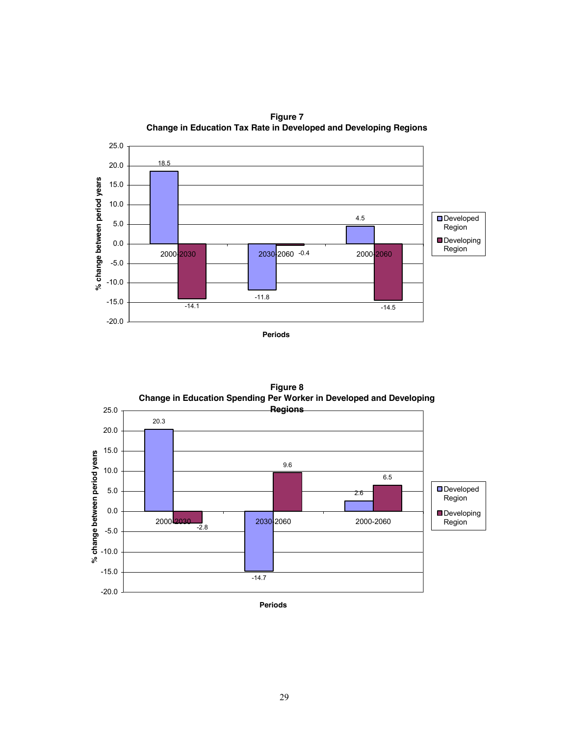**Figure 7**
**Change in Education Tax Rate in Developed and Developing Regions**

| Periods | Developed Region | Developing Region |
|---|---|---|
| 2000-2030 | 18.5 | -14.1 |
| 2030-2060 | -11.8 | -0.4 |
| 2000-2060 | 4.5 | -14.5 |

*Y-axis: % change between period years; X-axis: Periods*

**Figure 8**
**Change in Education Spending Per Worker in Developed and Developing Regions**

| Periods | Developed Region | Developing Region |
|---|---|---|
| 2000-2030 | 20.3 | -2.8 |
| 2030-2060 | -14.7 | 9.6 |
| 2000-2060 | 2.6 | 6.5 |

*Y-axis: % change between period years; X-axis: Periods*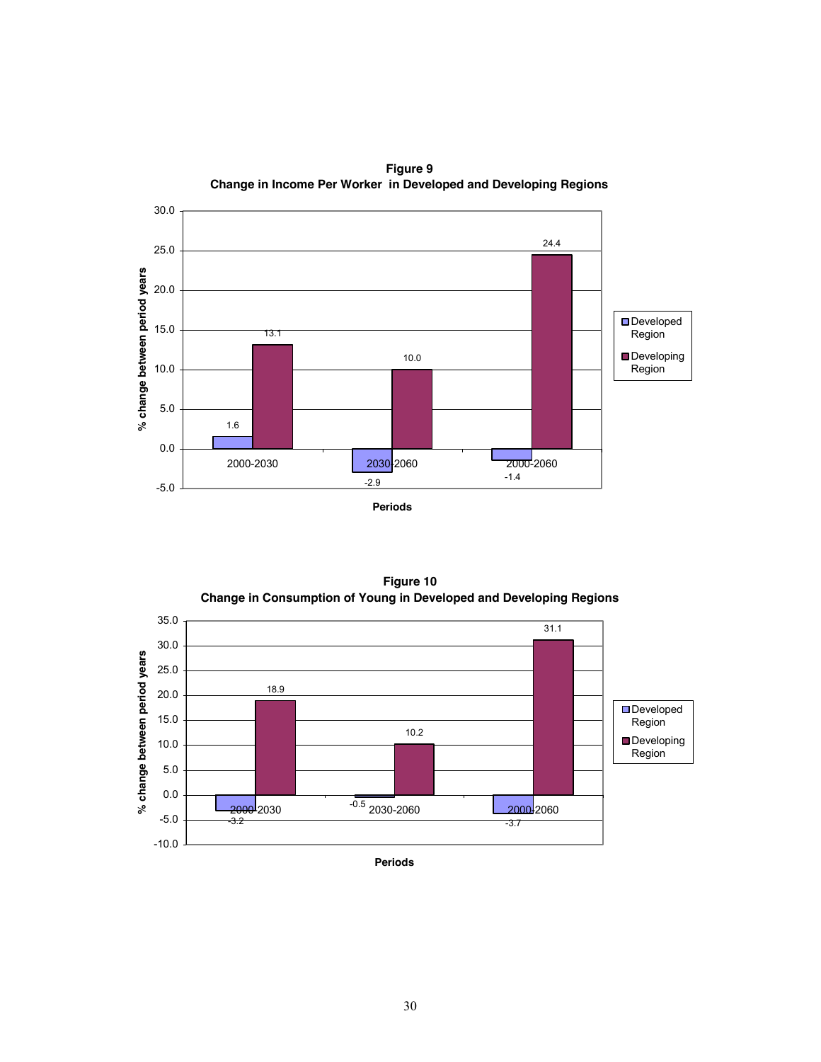**Figure 9**
**Change in Income Per Worker in Developed and Developing Regions**

| Periods | Developed Region | Developing Region |
|---|---|---|
| 2000-2030 | 1.6 | 13.1 |
| 2030-2060 | -2.9 | 10.0 |
| 2000-2060 | -1.4 | 24.4 |

**Figure 10**
**Change in Consumption of Young in Developed and Developing Regions**

| Periods | Developed Region | Developing Region |
|---|---|---|
| 2000-2030 | -3.2 | 18.9 |
| 2030-2060 | -0.5 | 10.2 |
| 2000-2060 | -3.7 | 31.1 |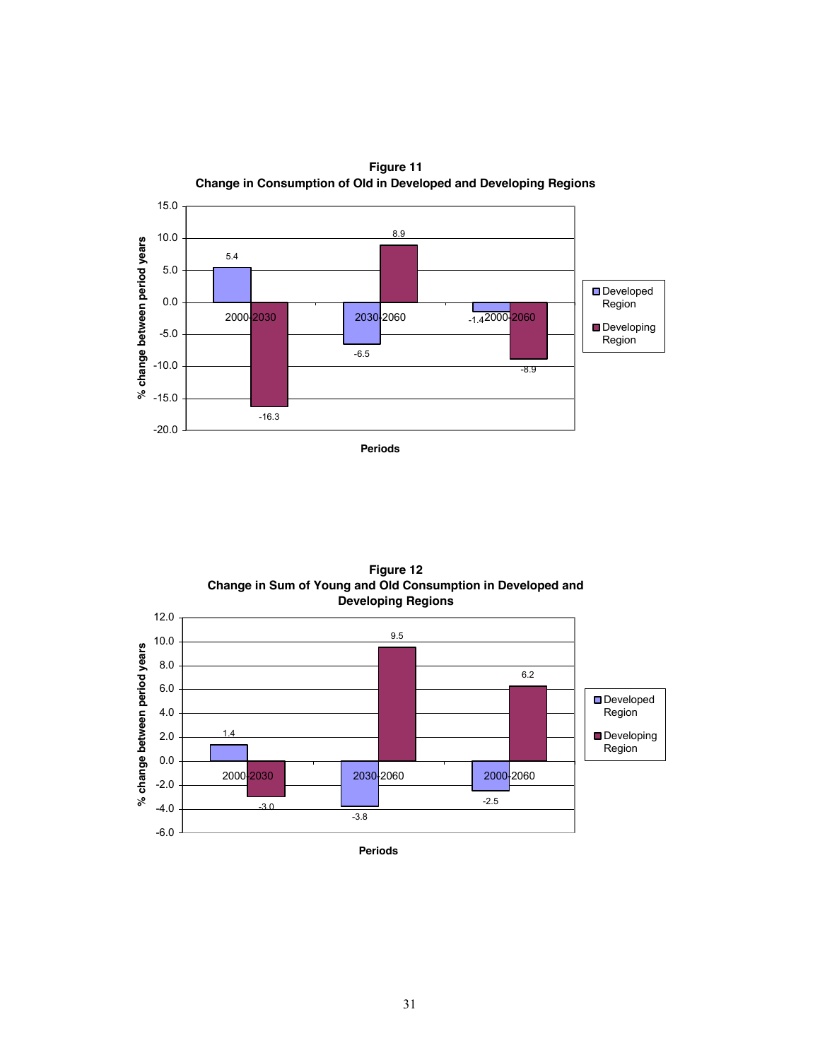**Figure 11**
**Change in Consumption of Old in Developed and Developing Regions**

| Periods | Developed Region | Developing Region |
|---|---|---|
| 2000-2030 | 5.4 | -16.3 |
| 2030-2060 | -6.5 | 8.9 |
| 2000-2060 | -1.4 | -8.9 |

% change between period years

**Figure 12**
**Change in Sum of Young and Old Consumption in Developed and Developing Regions**

| Periods | Developed Region | Developing Region |
|---|---|---|
| 2000-2030 | 1.4 | -3.0 |
| 2030-2060 | -3.8 | 9.5 |
| 2000-2060 | -2.5 | 6.2 |

% change between period years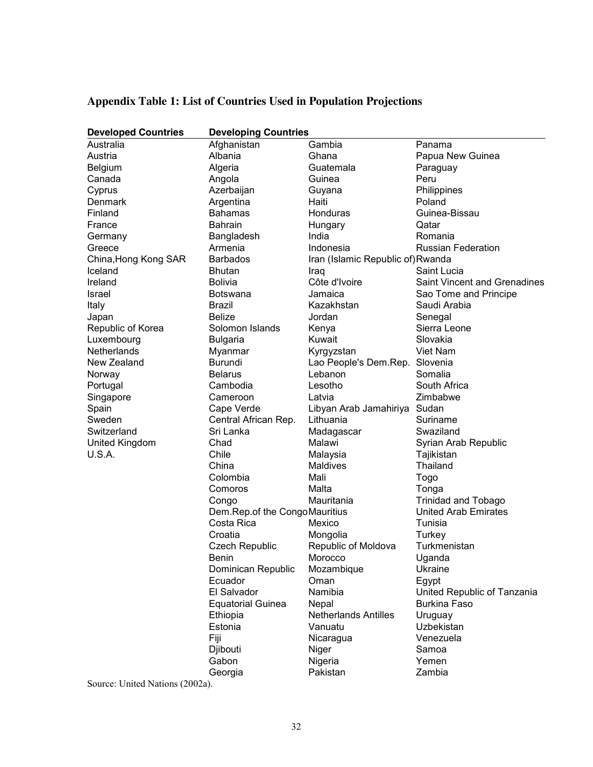**Appendix Table 1: List of Countries Used in Population Projections**

| Developed Countries | Developing Countries | | |
|---|---|---|---|
| Australia | Afghanistan | Gambia | Panama |
| Austria | Albania | Ghana | Papua New Guinea |
| Belgium | Algeria | Guatemala | Paraguay |
| Canada | Angola | Guinea | Peru |
| Cyprus | Azerbaijan | Guyana | Philippines |
| Denmark | Argentina | Haiti | Poland |
| Finland | Bahamas | Honduras | Guinea-Bissau |
| France | Bahrain | Hungary | Qatar |
| Germany | Bangladesh | India | Romania |
| Greece | Armenia | Indonesia | Russian Federation |
| China,Hong Kong SAR | Barbados | Iran (Islamic Republic of) | Rwanda |
| Iceland | Bhutan | Iraq | Saint Lucia |
| Ireland | Bolivia | Côte d'Ivoire | Saint Vincent and Grenadines |
| Israel | Botswana | Jamaica | Sao Tome and Principe |
| Italy | Brazil | Kazakhstan | Saudi Arabia |
| Japan | Belize | Jordan | Senegal |
| Republic of Korea | Solomon Islands | Kenya | Sierra Leone |
| Luxembourg | Bulgaria | Kuwait | Slovakia |
| Netherlands | Myanmar | Kyrgyzstan | Viet Nam |
| New Zealand | Burundi | Lao People's Dem.Rep. | Slovenia |
| Norway | Belarus | Lebanon | Somalia |
| Portugal | Cambodia | Lesotho | South Africa |
| Singapore | Cameroon | Latvia | Zimbabwe |
| Spain | Cape Verde | Libyan Arab Jamahiriya | Sudan |
| Sweden | Central African Rep. | Lithuania | Suriname |
| Switzerland | Sri Lanka | Madagascar | Swaziland |
| United Kingdom | Chad | Malawi | Syrian Arab Republic |
| U.S.A. | Chile | Malaysia | Tajikistan |
| | China | Maldives | Thailand |
| | Colombia | Mali | Togo |
| | Comoros | Malta | Tonga |
| | Congo | Mauritania | Trinidad and Tobago |
| | Dem.Rep.of the Congo | Mauritius | United Arab Emirates |
| | Costa Rica | Mexico | Tunisia |
| | Croatia | Mongolia | Turkey |
| | Czech Republic | Republic of Moldova | Turkmenistan |
| | Benin | Morocco | Uganda |
| | Dominican Republic | Mozambique | Ukraine |
| | Ecuador | Oman | Egypt |
| | El Salvador | Namibia | United Republic of Tanzania |
| | Equatorial Guinea | Nepal | Burkina Faso |
| | Ethiopia | Netherlands Antilles | Uruguay |
| | Estonia | Vanuatu | Uzbekistan |
| | Fiji | Nicaragua | Venezuela |
| | Djibouti | Niger | Samoa |
| | Gabon | Nigeria | Yemen |
| | Georgia | Pakistan | Zambia |

Source: United Nations (2002a).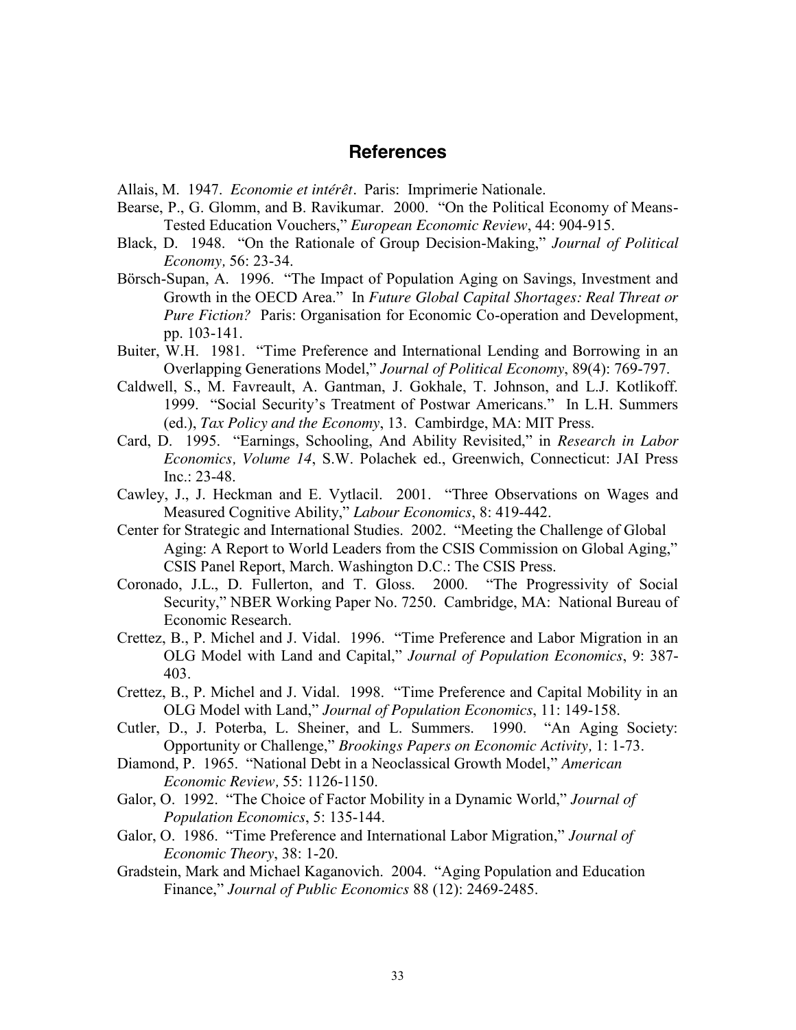## References

Allais, M. 1947. *Economie et intérêt*. Paris: Imprimerie Nationale.

Bearse, P., G. Glomm, and B. Ravikumar. 2000. "On the Political Economy of Means-Tested Education Vouchers," *European Economic Review*, 44: 904-915.

Black, D. 1948. "On the Rationale of Group Decision-Making," *Journal of Political Economy,* 56: 23-34.

Börsch-Supan, A. 1996. "The Impact of Population Aging on Savings, Investment and Growth in the OECD Area." In *Future Global Capital Shortages: Real Threat or Pure Fiction?* Paris: Organisation for Economic Co-operation and Development, pp. 103-141.

Buiter, W.H. 1981. "Time Preference and International Lending and Borrowing in an Overlapping Generations Model," *Journal of Political Economy*, 89(4): 769-797.

Caldwell, S., M. Favreault, A. Gantman, J. Gokhale, T. Johnson, and L.J. Kotlikoff. 1999. "Social Security's Treatment of Postwar Americans." In L.H. Summers (ed.), *Tax Policy and the Economy*, 13. Cambirdge, MA: MIT Press.

Card, D. 1995. "Earnings, Schooling, And Ability Revisited," in *Research in Labor Economics, Volume 14*, S.W. Polachek ed., Greenwich, Connecticut: JAI Press Inc.: 23-48.

Cawley, J., J. Heckman and E. Vytlacil. 2001. "Three Observations on Wages and Measured Cognitive Ability," *Labour Economics*, 8: 419-442.

Center for Strategic and International Studies. 2002. "Meeting the Challenge of Global Aging: A Report to World Leaders from the CSIS Commission on Global Aging," CSIS Panel Report, March. Washington D.C.: The CSIS Press.

Coronado, J.L., D. Fullerton, and T. Gloss. 2000. "The Progressivity of Social Security," NBER Working Paper No. 7250. Cambridge, MA: National Bureau of Economic Research.

Crettez, B., P. Michel and J. Vidal. 1996. "Time Preference and Labor Migration in an OLG Model with Land and Capital," *Journal of Population Economics*, 9: 387-403.

Crettez, B., P. Michel and J. Vidal. 1998. "Time Preference and Capital Mobility in an OLG Model with Land," *Journal of Population Economics*, 11: 149-158.

Cutler, D., J. Poterba, L. Sheiner, and L. Summers. 1990. "An Aging Society: Opportunity or Challenge," *Brookings Papers on Economic Activity,* 1: 1-73.

Diamond, P. 1965. "National Debt in a Neoclassical Growth Model," *American Economic Review,* 55: 1126-1150.

Galor, O. 1992. "The Choice of Factor Mobility in a Dynamic World," *Journal of Population Economics*, 5: 135-144.

Galor, O. 1986. "Time Preference and International Labor Migration," *Journal of Economic Theory*, 38: 1-20.

Gradstein, Mark and Michael Kaganovich. 2004. "Aging Population and Education Finance," *Journal of Public Economics* 88 (12): 2469-2485.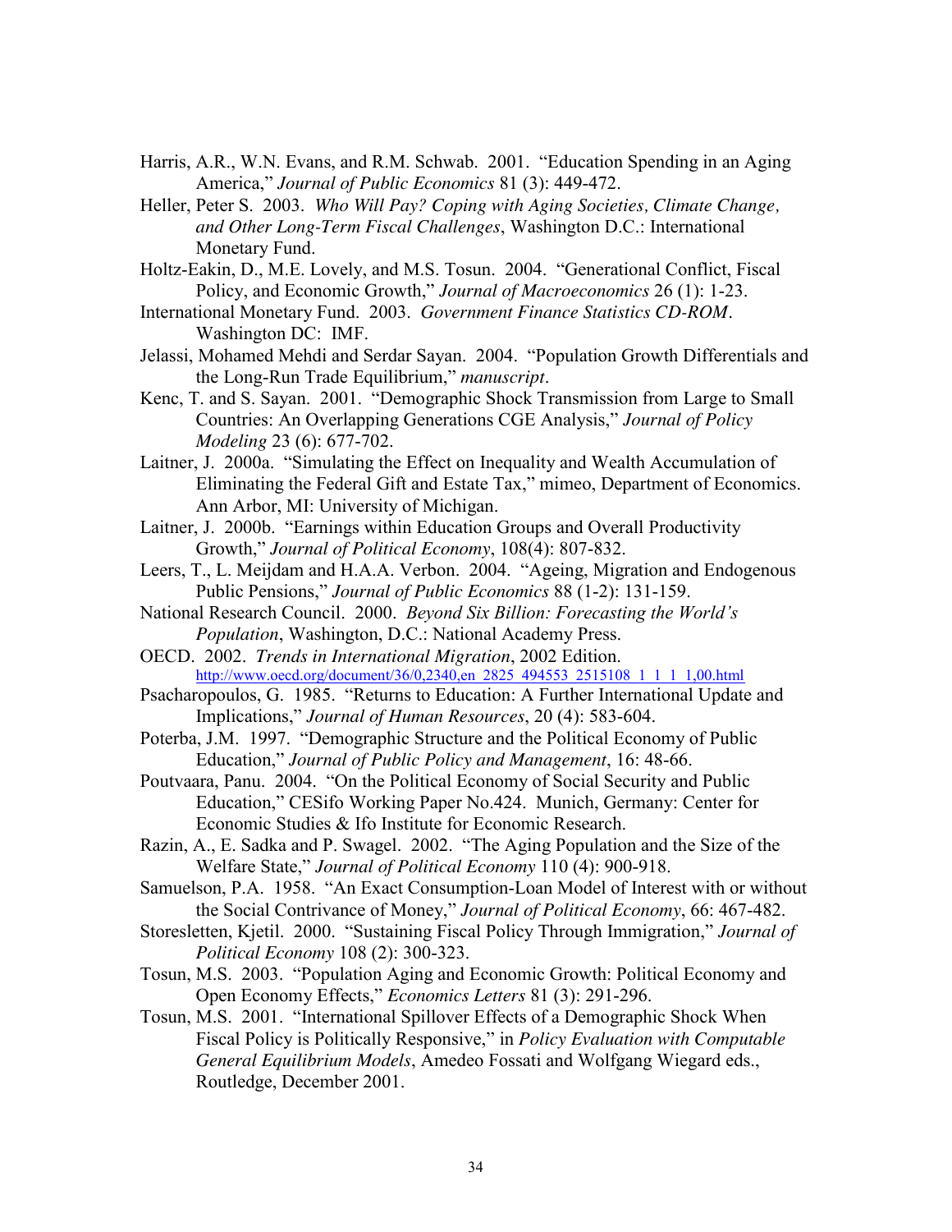Harris, A.R., W.N. Evans, and R.M. Schwab. 2001. "Education Spending in an Aging America," *Journal of Public Economics* 81 (3): 449-472.

Heller, Peter S. 2003. *Who Will Pay? Coping with Aging Societies, Climate Change, and Other Long-Term Fiscal Challenges*, Washington D.C.: International Monetary Fund.

Holtz-Eakin, D., M.E. Lovely, and M.S. Tosun. 2004. "Generational Conflict, Fiscal Policy, and Economic Growth," *Journal of Macroeconomics* 26 (1): 1-23.

International Monetary Fund. 2003. *Government Finance Statistics CD-ROM*. Washington DC: IMF.

Jelassi, Mohamed Mehdi and Serdar Sayan. 2004. "Population Growth Differentials and the Long-Run Trade Equilibrium," *manuscript*.

Kenc, T. and S. Sayan. 2001. "Demographic Shock Transmission from Large to Small Countries: An Overlapping Generations CGE Analysis," *Journal of Policy Modeling* 23 (6): 677-702.

Laitner, J. 2000a. "Simulating the Effect on Inequality and Wealth Accumulation of Eliminating the Federal Gift and Estate Tax," mimeo, Department of Economics. Ann Arbor, MI: University of Michigan.

Laitner, J. 2000b. "Earnings within Education Groups and Overall Productivity Growth," *Journal of Political Economy*, 108(4): 807-832.

Leers, T., L. Meijdam and H.A.A. Verbon. 2004. "Ageing, Migration and Endogenous Public Pensions," *Journal of Public Economics* 88 (1-2): 131-159.

National Research Council. 2000. *Beyond Six Billion: Forecasting the World's Population*, Washington, D.C.: National Academy Press.

OECD. 2002. *Trends in International Migration*, 2002 Edition. http://www.oecd.org/document/36/0,2340,en_2825_494553_2515108_1_1_1_1,00.html

Psacharopoulos, G. 1985. "Returns to Education: A Further International Update and Implications," *Journal of Human Resources*, 20 (4): 583-604.

Poterba, J.M. 1997. "Demographic Structure and the Political Economy of Public Education," *Journal of Public Policy and Management*, 16: 48-66.

Poutvaara, Panu. 2004. "On the Political Economy of Social Security and Public Education," CESifo Working Paper No.424. Munich, Germany: Center for Economic Studies & Ifo Institute for Economic Research.

Razin, A., E. Sadka and P. Swagel. 2002. "The Aging Population and the Size of the Welfare State," *Journal of Political Economy* 110 (4): 900-918.

Samuelson, P.A. 1958. "An Exact Consumption-Loan Model of Interest with or without the Social Contrivance of Money," *Journal of Political Economy*, 66: 467-482.

Storesletten, Kjetil. 2000. "Sustaining Fiscal Policy Through Immigration," *Journal of Political Economy* 108 (2): 300-323.

Tosun, M.S. 2003. "Population Aging and Economic Growth: Political Economy and Open Economy Effects," *Economics Letters* 81 (3): 291-296.

Tosun, M.S. 2001. "International Spillover Effects of a Demographic Shock When Fiscal Policy is Politically Responsive," in *Policy Evaluation with Computable General Equilibrium Models*, Amedeo Fossati and Wolfgang Wiegard eds., Routledge, December 2001.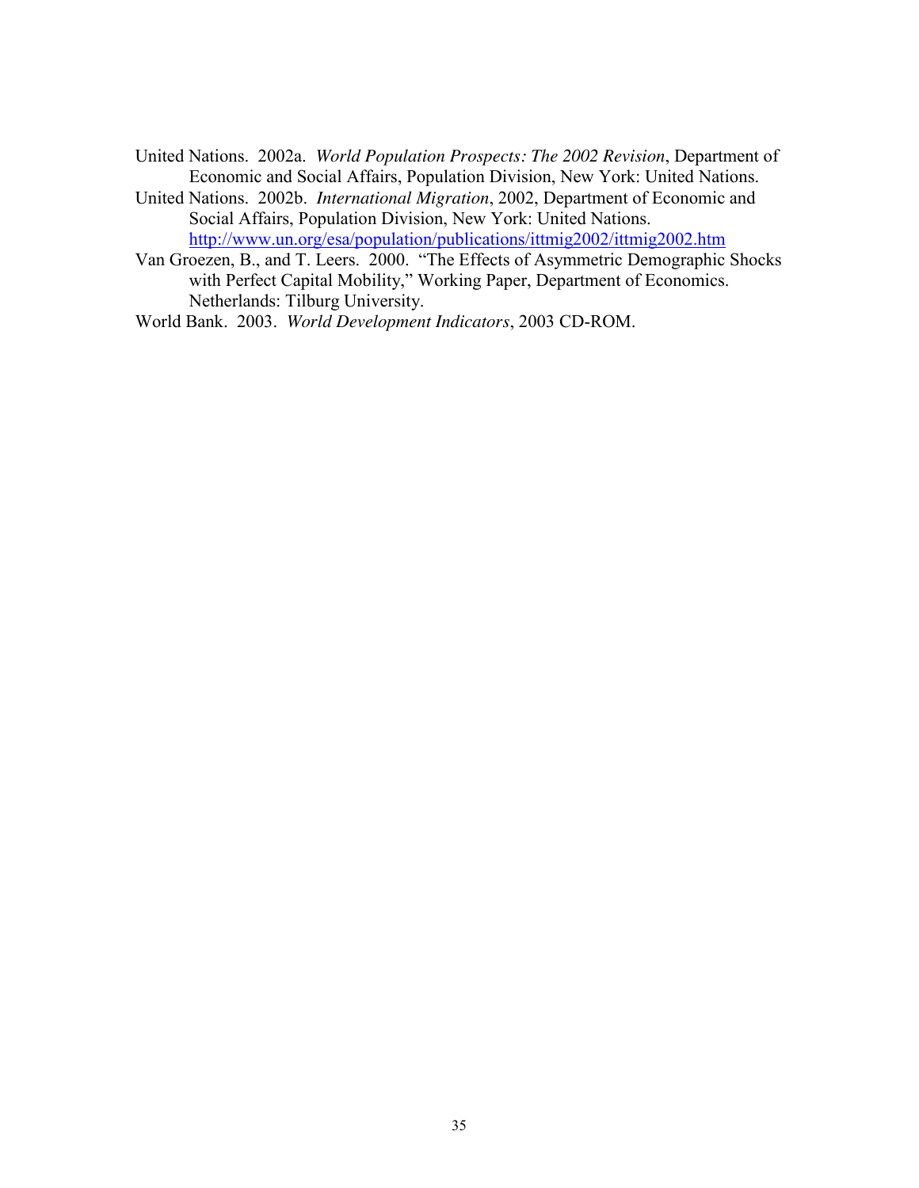United Nations. 2002a. *World Population Prospects: The 2002 Revision*, Department of Economic and Social Affairs, Population Division, New York: United Nations.

United Nations. 2002b. *International Migration*, 2002, Department of Economic and Social Affairs, Population Division, New York: United Nations. http://www.un.org/esa/population/publications/ittmig2002/ittmig2002.htm

Van Groezen, B., and T. Leers. 2000. "The Effects of Asymmetric Demographic Shocks with Perfect Capital Mobility," Working Paper, Department of Economics. Netherlands: Tilburg University.

World Bank. 2003. *World Development Indicators*, 2003 CD-ROM.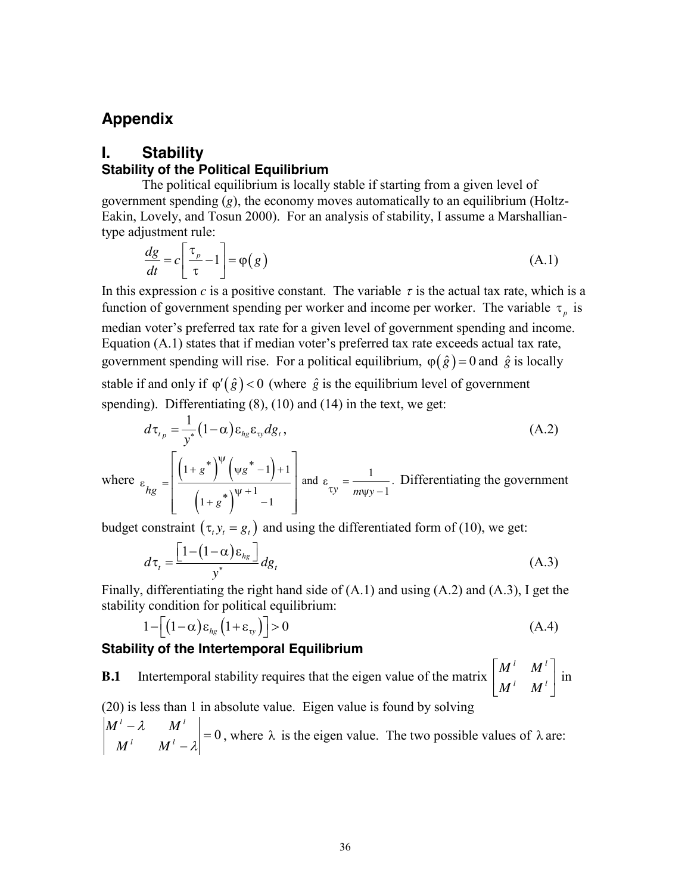# Appendix

## I. Stability

### Stability of the Political Equilibrium

The political equilibrium is locally stable if starting from a given level of government spending ($g$), the economy moves automatically to an equilibrium (Holtz-Eakin, Lovely, and Tosun 2000). For an analysis of stability, I assume a Marshallian-type adjustment rule:

$$\frac{dg}{dt} = c\left[\frac{\tau_p}{\tau} - 1\right] = \varphi(g) \tag{A.1}$$

In this expression $c$ is a positive constant. The variable $\tau$ is the actual tax rate, which is a function of government spending per worker and income per worker. The variable $\tau_p$ is median voter's preferred tax rate for a given level of government spending and income. Equation (A.1) states that if median voter's preferred tax rate exceeds actual tax rate, government spending will rise. For a political equilibrium, $\varphi(\hat{g}) = 0$ and $\hat{g}$ is locally stable if and only if $\varphi'(\hat{g}) < 0$ (where $\hat{g}$ is the equilibrium level of government spending). Differentiating (8), (10) and (14) in the text, we get:

$$d\tau_{t\,p} = \frac{1}{y^*}(1-\alpha)\varepsilon_{hg}\varepsilon_{\tau y}\,dg_t, \tag{A.2}$$

where $\varepsilon_{hg} = \left[\frac{\left(1+g^*\right)^{\psi}\left(\psi g^* - 1\right) + 1}{\left(1+g^*\right)^{\psi+1} - 1}\right]$ and $\varepsilon_{\tau y} = \frac{1}{m\psi y - 1}$. Differentiating the government budget constraint $\left(\tau_t y_t = g_t\right)$ and using the differentiated form of (10), we get:

$$d\tau_t = \frac{\left[1-(1-\alpha)\varepsilon_{hg}\right]}{y^*}dg_t \tag{A.3}$$

Finally, differentiating the right hand side of (A.1) and using (A.2) and (A.3), I get the stability condition for political equilibrium:

$$1 - \left[(1-\alpha)\varepsilon_{hg}\left(1+\varepsilon_{\tau y}\right)\right] > 0 \tag{A.4}$$

### Stability of the Intertemporal Equilibrium

**B.1** Intertemporal stability requires that the eigen value of the matrix $\begin{bmatrix} M^l & M^l \\ M^l & M^l \end{bmatrix}$ in (20) is less than 1 in absolute value. Eigen value is found by solving $\begin{vmatrix} M^l - \lambda & M^l \\ M^l & M^l - \lambda \end{vmatrix} = 0$, where $\lambda$ is the eigen value. The two possible values of $\lambda$ are: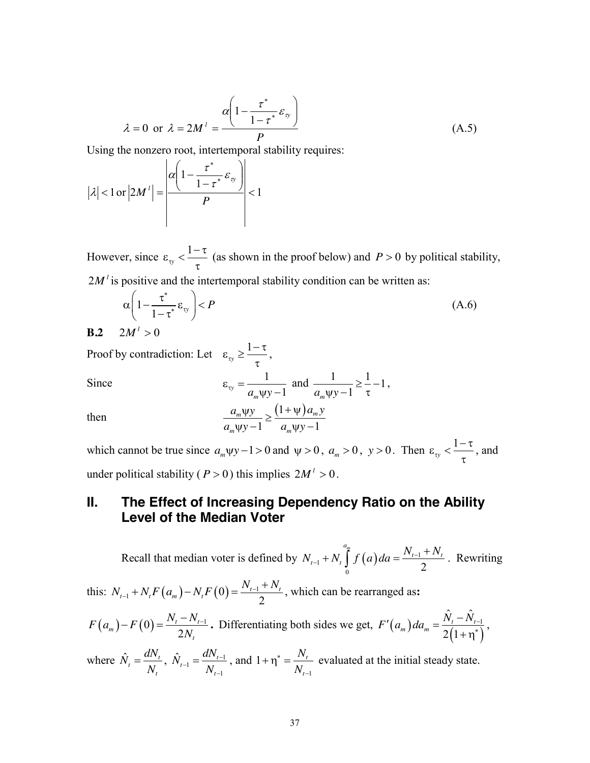$$\lambda = 0 \text{ or } \lambda = 2M^{l} = \frac{\alpha\left(1 - \frac{\tau^{*}}{1-\tau^{*}}\varepsilon_{\tau y}\right)}{P} \tag{A.5}$$

Using the nonzero root, intertemporal stability requires:

$$|\lambda| < 1 \text{ or } \left|2M^{l}\right| = \left|\frac{\alpha\left(1 - \frac{\tau^{*}}{1-\tau^{*}}\varepsilon_{\tau y}\right)}{P}\right| < 1$$

However, since $\varepsilon_{\tau y} < \frac{1-\tau}{\tau}$ (as shown in the proof below) and $P > 0$ by political stability, $2M^{l}$ is positive and the intertemporal stability condition can be written as:

$$\alpha\left(1 - \frac{\tau^{*}}{1-\tau^{*}}\varepsilon_{\tau y}\right) < P \tag{A.6}$$

**B.2** $2M^{l} > 0$

Proof by contradiction: Let $\varepsilon_{\tau y} \geq \frac{1-\tau}{\tau}$,

Since $\varepsilon_{\tau y} = \frac{1}{a_m \psi y - 1}$ and $\frac{1}{a_m \psi y - 1} \geq \frac{1}{\tau} - 1$,

then $\frac{a_m \psi y}{a_m \psi y - 1} \geq \frac{(1+\psi) a_m y}{a_m \psi y - 1}$

which cannot be true since $a_m \psi y - 1 > 0$ and $\psi > 0$, $a_m > 0$, $y > 0$. Then $\varepsilon_{\tau y} < \frac{1-\tau}{\tau}$, and under political stability ($P > 0$) this implies $2M^{l} > 0$.

## II. The Effect of Increasing Dependency Ratio on the Ability Level of the Median Voter

Recall that median voter is defined by $N_{t-1} + N_t \int_0^{a_m} f(a)\,da = \frac{N_{t-1} + N_t}{2}$. Rewriting this: $N_{t-1} + N_t F(a_m) - N_t F(0) = \frac{N_{t-1} + N_t}{2}$, which can be rearranged as**:**

$F(a_m) - F(0) = \frac{N_t - N_{t-1}}{2N_t}$**.** Differentiating both sides we get, $F'(a_m)\,da_m = \frac{\hat{N}_t - \hat{N}_{t-1}}{2(1+\eta^{*})}$,

where $\hat{N}_t = \frac{dN_t}{N_t}$, $\hat{N}_{t-1} = \frac{dN_{t-1}}{N_{t-1}}$, and $1+\eta^{*} = \frac{N_t}{N_{t-1}}$ evaluated at the initial steady state.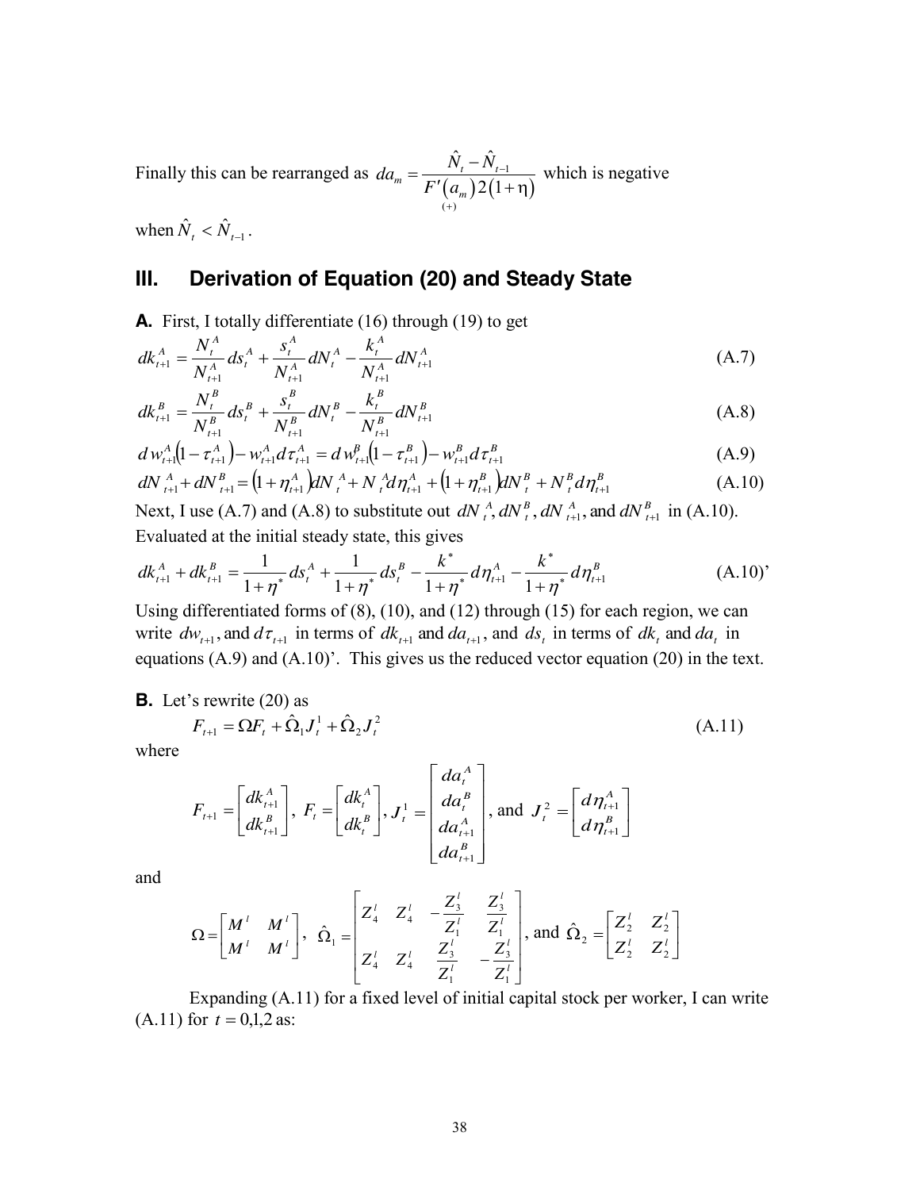Finally this can be rearranged as $da_m = \dfrac{\hat{N}_t - \hat{N}_{t-1}}{\underset{(+)}{F'(a_m)}2(1+\eta)}$ which is negative when $\hat{N}_t < \hat{N}_{t-1}$.

## III. Derivation of Equation (20) and Steady State

**A.** First, I totally differentiate (16) through (19) to get

$$dk_{t+1}^A = \frac{N_t^A}{N_{t+1}^A} ds_t^A + \frac{s_t^A}{N_{t+1}^A} dN_t^A - \frac{k_t^A}{N_{t+1}^A} dN_{t+1}^A \tag{A.7}$$

$$dk_{t+1}^B = \frac{N_t^B}{N_{t+1}^B} ds_t^B + \frac{s_t^B}{N_{t+1}^B} dN_t^B - \frac{k_t^B}{N_{t+1}^B} dN_{t+1}^B \tag{A.8}$$

$$dw_{t+1}^A(1-\tau_{t+1}^A) - w_{t+1}^A d\tau_{t+1}^A = dw_{t+1}^B(1-\tau_{t+1}^B) - w_{t+1}^B d\tau_{t+1}^B \tag{A.9}$$

$$dN_{t+1}^A + dN_{t+1}^B = (1+\eta_{t+1}^A)dN_t^A + N_t^A d\eta_{t+1}^A + (1+\eta_{t+1}^B)dN_t^B + N_t^B d\eta_{t+1}^B \tag{A.10}$$

Next, I use (A.7) and (A.8) to substitute out $dN_t^A, dN_t^B, dN_{t+1}^A$, and $dN_{t+1}^B$ in (A.10). Evaluated at the initial steady state, this gives

$$dk_{t+1}^A + dk_{t+1}^B = \frac{1}{1+\eta^*} ds_t^A + \frac{1}{1+\eta^*} ds_t^B - \frac{k^*}{1+\eta^*} d\eta_{t+1}^A - \frac{k^*}{1+\eta^*} d\eta_{t+1}^B \tag{A.10'}$$

Using differentiated forms of (8), (10), and (12) through (15) for each region, we can write $dw_{t+1}$, and $d\tau_{t+1}$ in terms of $dk_{t+1}$ and $da_{t+1}$, and $ds_t$ in terms of $dk_t$ and $da_t$ in equations (A.9) and (A.10)'. This gives us the reduced vector equation (20) in the text.

**B.** Let's rewrite (20) as

$$F_{t+1} = \Omega F_t + \hat{\Omega}_1 J_t^1 + \hat{\Omega}_2 J_t^2 \tag{A.11}$$

where

$$F_{t+1} = \begin{bmatrix} dk_{t+1}^A \\ dk_{t+1}^B \end{bmatrix},\ F_t = \begin{bmatrix} dk_t^A \\ dk_t^B \end{bmatrix},\ J_t^1 = \begin{bmatrix} da_t^A \\ da_t^B \\ da_{t+1}^A \\ da_{t+1}^B \end{bmatrix}, \text{ and } J_t^2 = \begin{bmatrix} d\eta_{t+1}^A \\ d\eta_{t+1}^B \end{bmatrix}$$

and

$$\Omega = \begin{bmatrix} M^l & M^l \\ M^l & M^l \end{bmatrix},\ \hat{\Omega}_1 = \begin{bmatrix} Z_4^l & Z_4^l & -\dfrac{Z_3^l}{Z_1^l} & \dfrac{Z_3^l}{Z_1^l} \\ Z_4^l & Z_4^l & \dfrac{Z_3^l}{Z_1^l} & -\dfrac{Z_3^l}{Z_1^l} \end{bmatrix}, \text{ and } \hat{\Omega}_2 = \begin{bmatrix} Z_2^l & Z_2^l \\ Z_2^l & Z_2^l \end{bmatrix}$$

Expanding (A.11) for a fixed level of initial capital stock per worker, I can write (A.11) for $t = 0,1,2$ as: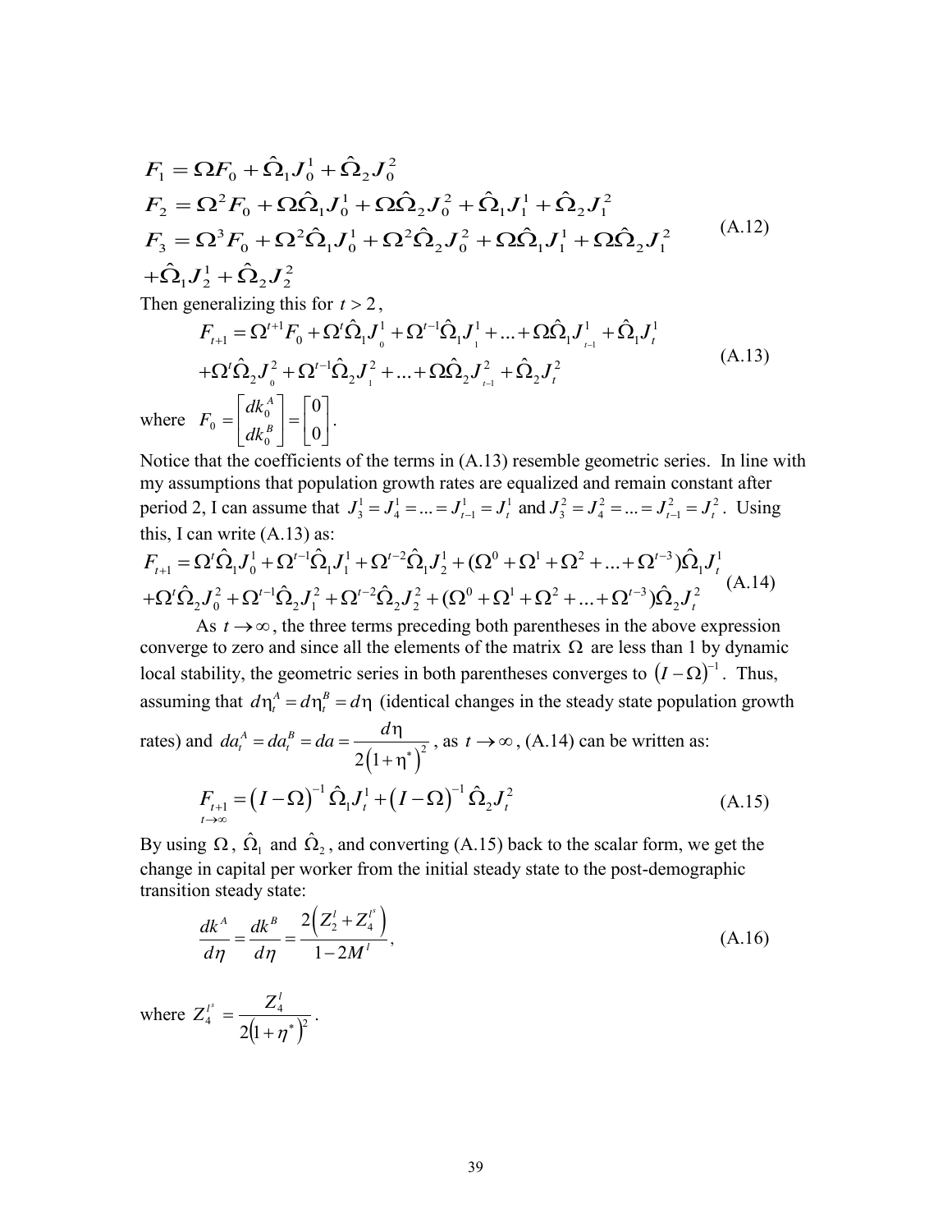$$
\begin{aligned}
F_1 &= \Omega F_0 + \hat{\Omega}_1 J_0^1 + \hat{\Omega}_2 J_0^2 \\
F_2 &= \Omega^2 F_0 + \Omega\hat{\Omega}_1 J_0^1 + \Omega\hat{\Omega}_2 J_0^2 + \hat{\Omega}_1 J_1^1 + \hat{\Omega}_2 J_1^2 \\
F_3 &= \Omega^3 F_0 + \Omega^2\hat{\Omega}_1 J_0^1 + \Omega^2\hat{\Omega}_2 J_0^2 + \Omega\hat{\Omega}_1 J_1^1 + \Omega\hat{\Omega}_2 J_1^2 \\
&+ \hat{\Omega}_1 J_2^1 + \hat{\Omega}_2 J_2^2
\end{aligned}
\tag{A.12}
$$

Then generalizing this for $t > 2$,

$$
\begin{aligned}
F_{t+1} &= \Omega^{t+1} F_0 + \Omega^t \hat{\Omega}_1 J_0^1 + \Omega^{t-1}\hat{\Omega}_1 J_1^1 + ... + \Omega\hat{\Omega}_1 J_{t-1}^1 + \hat{\Omega}_1 J_t^1 \\
&+ \Omega^t \hat{\Omega}_2 J_0^2 + \Omega^{t-1}\hat{\Omega}_2 J_1^2 + ... + \Omega\hat{\Omega}_2 J_{t-1}^2 + \hat{\Omega}_2 J_t^2
\end{aligned}
\tag{A.13}
$$

where $F_0 = \begin{bmatrix} dk_0^A \\ dk_0^B \end{bmatrix} = \begin{bmatrix} 0 \\ 0 \end{bmatrix}$.

Notice that the coefficients of the terms in (A.13) resemble geometric series. In line with my assumptions that population growth rates are equalized and remain constant after period 2, I can assume that $J_3^1 = J_4^1 = ... = J_{t-1}^1 = J_t^1$ and $J_3^2 = J_4^2 = ... = J_{t-1}^2 = J_t^2$. Using this, I can write (A.13) as:

$$
\begin{aligned}
F_{t+1} &= \Omega^t \hat{\Omega}_1 J_0^1 + \Omega^{t-1}\hat{\Omega}_1 J_1^1 + \Omega^{t-2}\hat{\Omega}_1 J_2^1 + (\Omega^0 + \Omega^1 + \Omega^2 + ... + \Omega^{t-3})\hat{\Omega}_1 J_t^1 \\
&+ \Omega^t \hat{\Omega}_2 J_0^2 + \Omega^{t-1}\hat{\Omega}_2 J_1^2 + \Omega^{t-2}\hat{\Omega}_2 J_2^2 + (\Omega^0 + \Omega^1 + \Omega^2 + ... + \Omega^{t-3})\hat{\Omega}_2 J_t^2
\end{aligned}
\tag{A.14}
$$

As $t \to \infty$, the three terms preceding both parentheses in the above expression converge to zero and since all the elements of the matrix $\Omega$ are less than 1 by dynamic local stability, the geometric series in both parentheses converges to $(I - \Omega)^{-1}$. Thus, assuming that $d\eta_t^A = d\eta_t^B = d\eta$ (identical changes in the steady state population growth rates) and $da_t^A = da_t^B = da = \dfrac{d\eta}{2(1+\eta^*)^2}$, as $t \to \infty$, (A.14) can be written as:

$$
\underset{t \to \infty}{F_{t+1}} = (I - \Omega)^{-1} \hat{\Omega}_1 J_t^1 + (I - \Omega)^{-1} \hat{\Omega}_2 J_t^2 \tag{A.15}
$$

By using $\Omega$, $\hat{\Omega}_1$ and $\hat{\Omega}_2$, and converting (A.15) back to the scalar form, we get the change in capital per worker from the initial steady state to the post-demographic transition steady state:

$$
\frac{dk^A}{d\eta} = \frac{dk^B}{d\eta} = \frac{2\left(Z_2^l + Z_4^{l^s}\right)}{1 - 2M^l}, \tag{A.16}
$$

where $Z_4^{l^s} = \dfrac{Z_4^l}{2(1+\eta^*)^2}$.